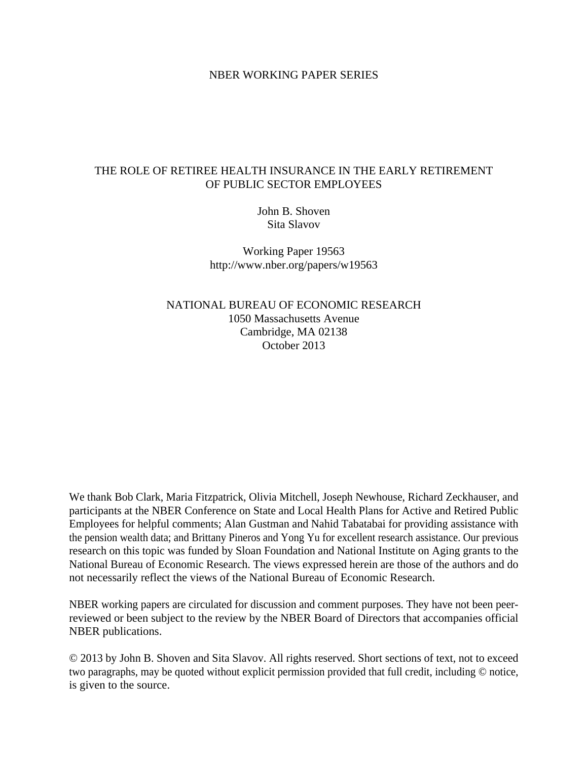NBER WORKING PAPER SERIES

# THE ROLE OF RETIREE HEALTH INSURANCE IN THE EARLY RETIREMENT OF PUBLIC SECTOR EMPLOYEES

John B. Shoven
Sita Slavov

Working Paper 19563
http://www.nber.org/papers/w19563

NATIONAL BUREAU OF ECONOMIC RESEARCH
1050 Massachusetts Avenue
Cambridge, MA 02138
October 2013

We thank Bob Clark, Maria Fitzpatrick, Olivia Mitchell, Joseph Newhouse, Richard Zeckhauser, and participants at the NBER Conference on State and Local Health Plans for Active and Retired Public Employees for helpful comments; Alan Gustman and Nahid Tabatabai for providing assistance with the pension wealth data; and Brittany Pineros and Yong Yu for excellent research assistance. Our previous research on this topic was funded by Sloan Foundation and National Institute on Aging grants to the National Bureau of Economic Research. The views expressed herein are those of the authors and do not necessarily reflect the views of the National Bureau of Economic Research.

NBER working papers are circulated for discussion and comment purposes. They have not been peer-reviewed or been subject to the review by the NBER Board of Directors that accompanies official NBER publications.

© 2013 by John B. Shoven and Sita Slavov. All rights reserved. Short sections of text, not to exceed two paragraphs, may be quoted without explicit permission provided that full credit, including © notice, is given to the source.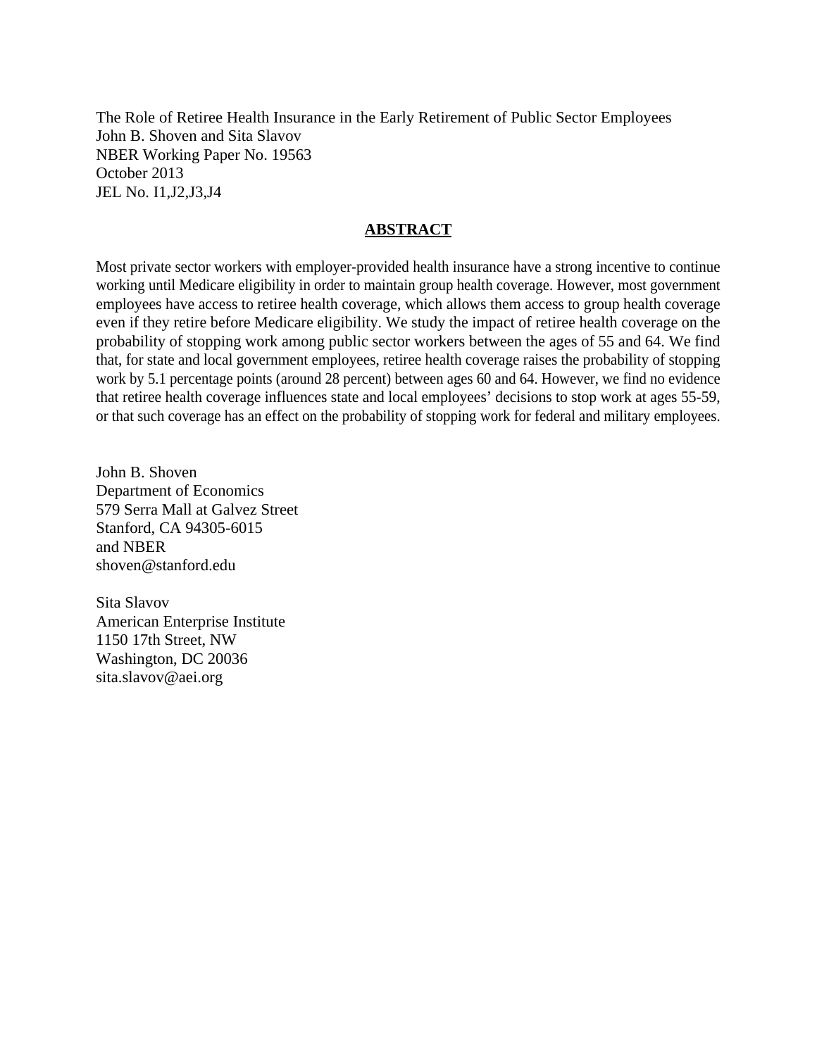The Role of Retiree Health Insurance in the Early Retirement of Public Sector Employees
John B. Shoven and Sita Slavov
NBER Working Paper No. 19563
October 2013
JEL No. I1,J2,J3,J4

## ABSTRACT

Most private sector workers with employer-provided health insurance have a strong incentive to continue working until Medicare eligibility in order to maintain group health coverage. However, most government employees have access to retiree health coverage, which allows them access to group health coverage even if they retire before Medicare eligibility. We study the impact of retiree health coverage on the probability of stopping work among public sector workers between the ages of 55 and 64. We find that, for state and local government employees, retiree health coverage raises the probability of stopping work by 5.1 percentage points (around 28 percent) between ages 60 and 64. However, we find no evidence that retiree health coverage influences state and local employees' decisions to stop work at ages 55-59, or that such coverage has an effect on the probability of stopping work for federal and military employees.

John B. Shoven
Department of Economics
579 Serra Mall at Galvez Street
Stanford, CA 94305-6015
and NBER
shoven@stanford.edu

Sita Slavov
American Enterprise Institute
1150 17th Street, NW
Washington, DC 20036
sita.slavov@aei.org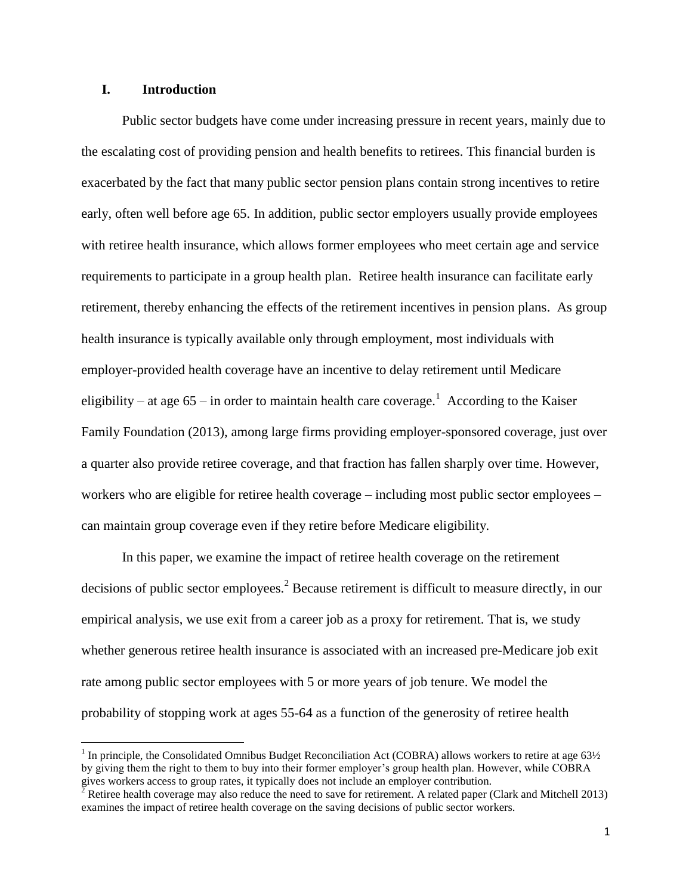## I. Introduction

Public sector budgets have come under increasing pressure in recent years, mainly due to the escalating cost of providing pension and health benefits to retirees. This financial burden is exacerbated by the fact that many public sector pension plans contain strong incentives to retire early, often well before age 65. In addition, public sector employers usually provide employees with retiree health insurance, which allows former employees who meet certain age and service requirements to participate in a group health plan. Retiree health insurance can facilitate early retirement, thereby enhancing the effects of the retirement incentives in pension plans. As group health insurance is typically available only through employment, most individuals with employer-provided health coverage have an incentive to delay retirement until Medicare eligibility – at age 65 – in order to maintain health care coverage.[1] According to the Kaiser Family Foundation (2013), among large firms providing employer-sponsored coverage, just over a quarter also provide retiree coverage, and that fraction has fallen sharply over time. However, workers who are eligible for retiree health coverage – including most public sector employees – can maintain group coverage even if they retire before Medicare eligibility.

In this paper, we examine the impact of retiree health coverage on the retirement decisions of public sector employees.[2] Because retirement is difficult to measure directly, in our empirical analysis, we use exit from a career job as a proxy for retirement. That is, we study whether generous retiree health insurance is associated with an increased pre-Medicare job exit rate among public sector employees with 5 or more years of job tenure. We model the probability of stopping work at ages 55-64 as a function of the generosity of retiree health

[1] In principle, the Consolidated Omnibus Budget Reconciliation Act (COBRA) allows workers to retire at age 63½ by giving them the right to them to buy into their former employer's group health plan. However, while COBRA gives workers access to group rates, it typically does not include an employer contribution.

[2] Retiree health coverage may also reduce the need to save for retirement. A related paper (Clark and Mitchell 2013) examines the impact of retiree health coverage on the saving decisions of public sector workers.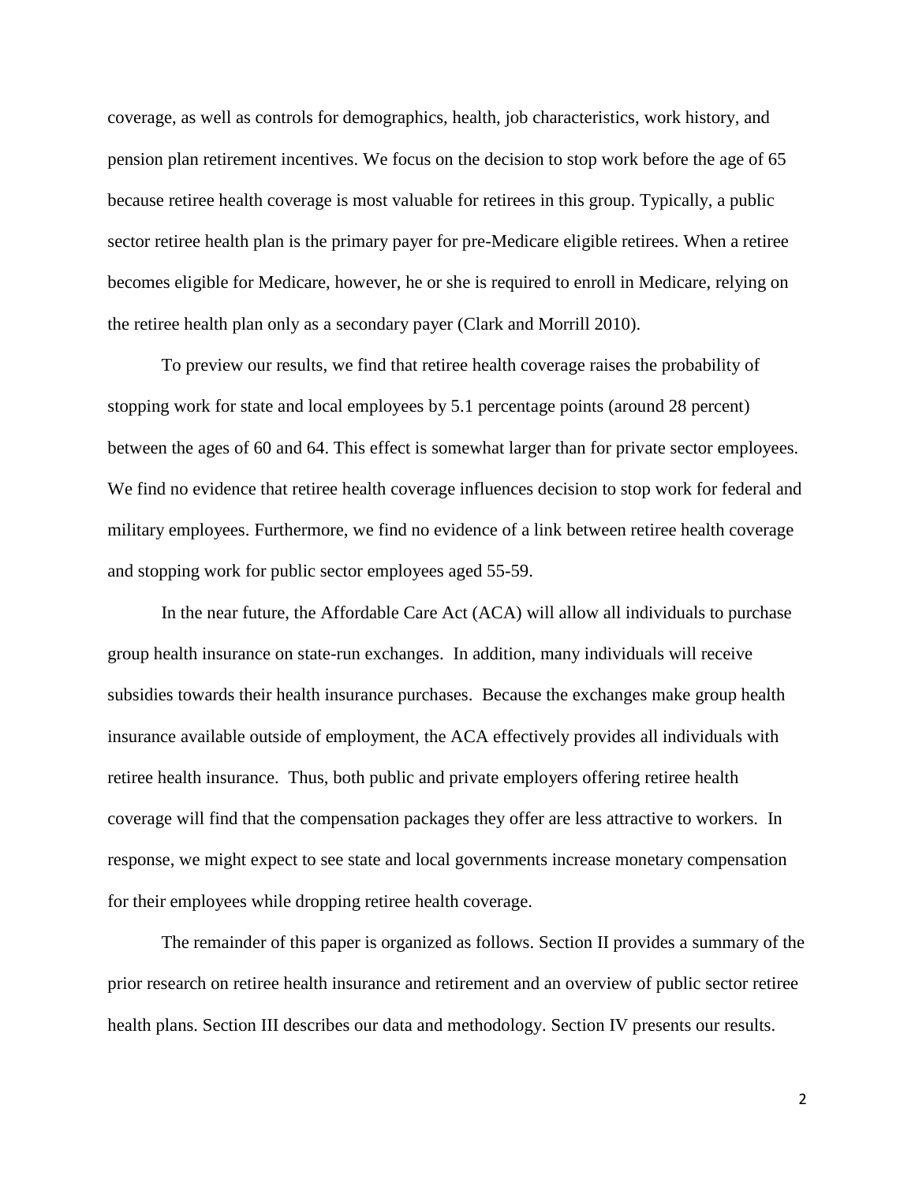coverage, as well as controls for demographics, health, job characteristics, work history, and pension plan retirement incentives. We focus on the decision to stop work before the age of 65 because retiree health coverage is most valuable for retirees in this group. Typically, a public sector retiree health plan is the primary payer for pre-Medicare eligible retirees. When a retiree becomes eligible for Medicare, however, he or she is required to enroll in Medicare, relying on the retiree health plan only as a secondary payer (Clark and Morrill 2010).

To preview our results, we find that retiree health coverage raises the probability of stopping work for state and local employees by 5.1 percentage points (around 28 percent) between the ages of 60 and 64. This effect is somewhat larger than for private sector employees. We find no evidence that retiree health coverage influences decision to stop work for federal and military employees. Furthermore, we find no evidence of a link between retiree health coverage and stopping work for public sector employees aged 55-59.

In the near future, the Affordable Care Act (ACA) will allow all individuals to purchase group health insurance on state-run exchanges. In addition, many individuals will receive subsidies towards their health insurance purchases. Because the exchanges make group health insurance available outside of employment, the ACA effectively provides all individuals with retiree health insurance. Thus, both public and private employers offering retiree health coverage will find that the compensation packages they offer are less attractive to workers. In response, we might expect to see state and local governments increase monetary compensation for their employees while dropping retiree health coverage.

The remainder of this paper is organized as follows. Section II provides a summary of the prior research on retiree health insurance and retirement and an overview of public sector retiree health plans. Section III describes our data and methodology. Section IV presents our results.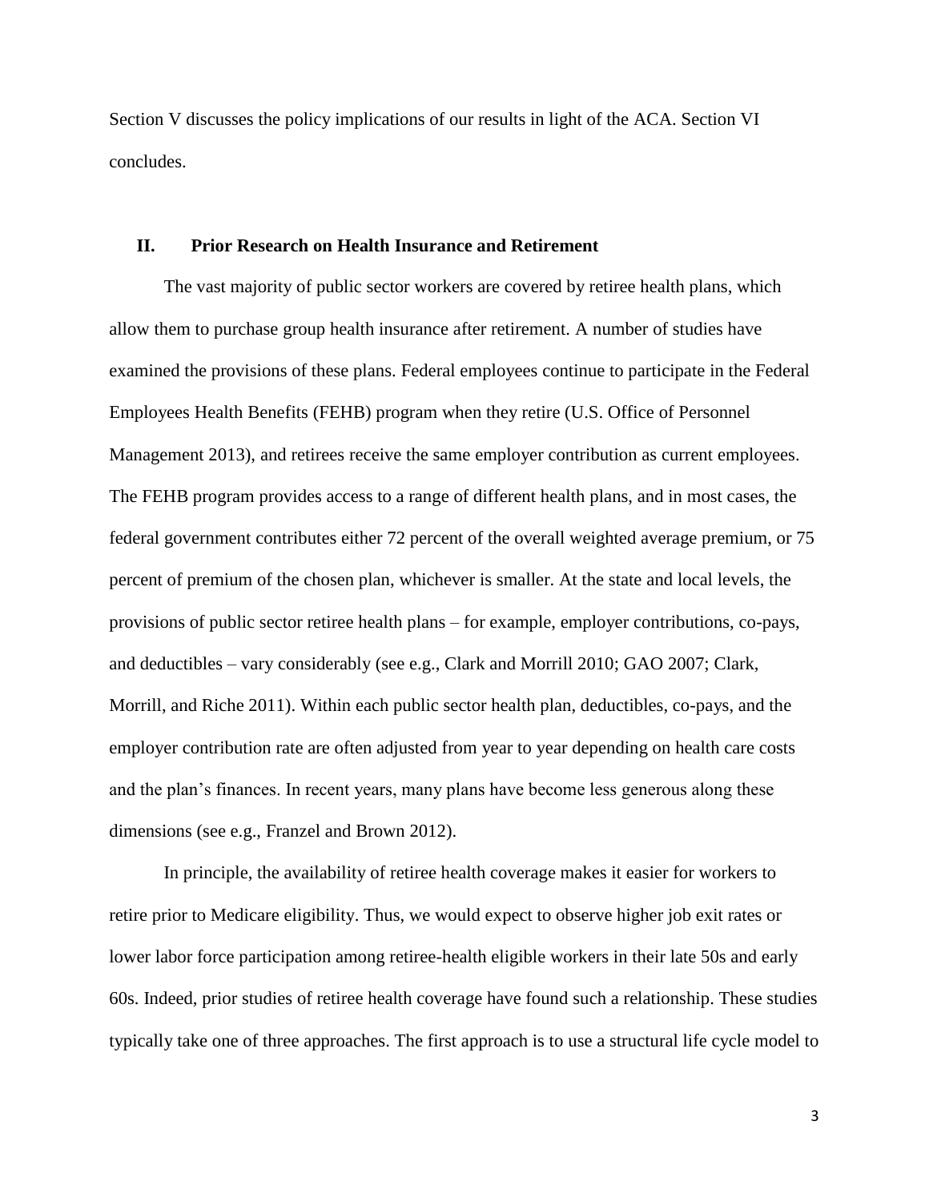Section V discusses the policy implications of our results in light of the ACA. Section VI concludes.

## II. Prior Research on Health Insurance and Retirement

The vast majority of public sector workers are covered by retiree health plans, which allow them to purchase group health insurance after retirement. A number of studies have examined the provisions of these plans. Federal employees continue to participate in the Federal Employees Health Benefits (FEHB) program when they retire (U.S. Office of Personnel Management 2013), and retirees receive the same employer contribution as current employees. The FEHB program provides access to a range of different health plans, and in most cases, the federal government contributes either 72 percent of the overall weighted average premium, or 75 percent of premium of the chosen plan, whichever is smaller. At the state and local levels, the provisions of public sector retiree health plans – for example, employer contributions, co-pays, and deductibles – vary considerably (see e.g., Clark and Morrill 2010; GAO 2007; Clark, Morrill, and Riche 2011). Within each public sector health plan, deductibles, co-pays, and the employer contribution rate are often adjusted from year to year depending on health care costs and the plan's finances. In recent years, many plans have become less generous along these dimensions (see e.g., Franzel and Brown 2012).

In principle, the availability of retiree health coverage makes it easier for workers to retire prior to Medicare eligibility. Thus, we would expect to observe higher job exit rates or lower labor force participation among retiree-health eligible workers in their late 50s and early 60s. Indeed, prior studies of retiree health coverage have found such a relationship. These studies typically take one of three approaches. The first approach is to use a structural life cycle model to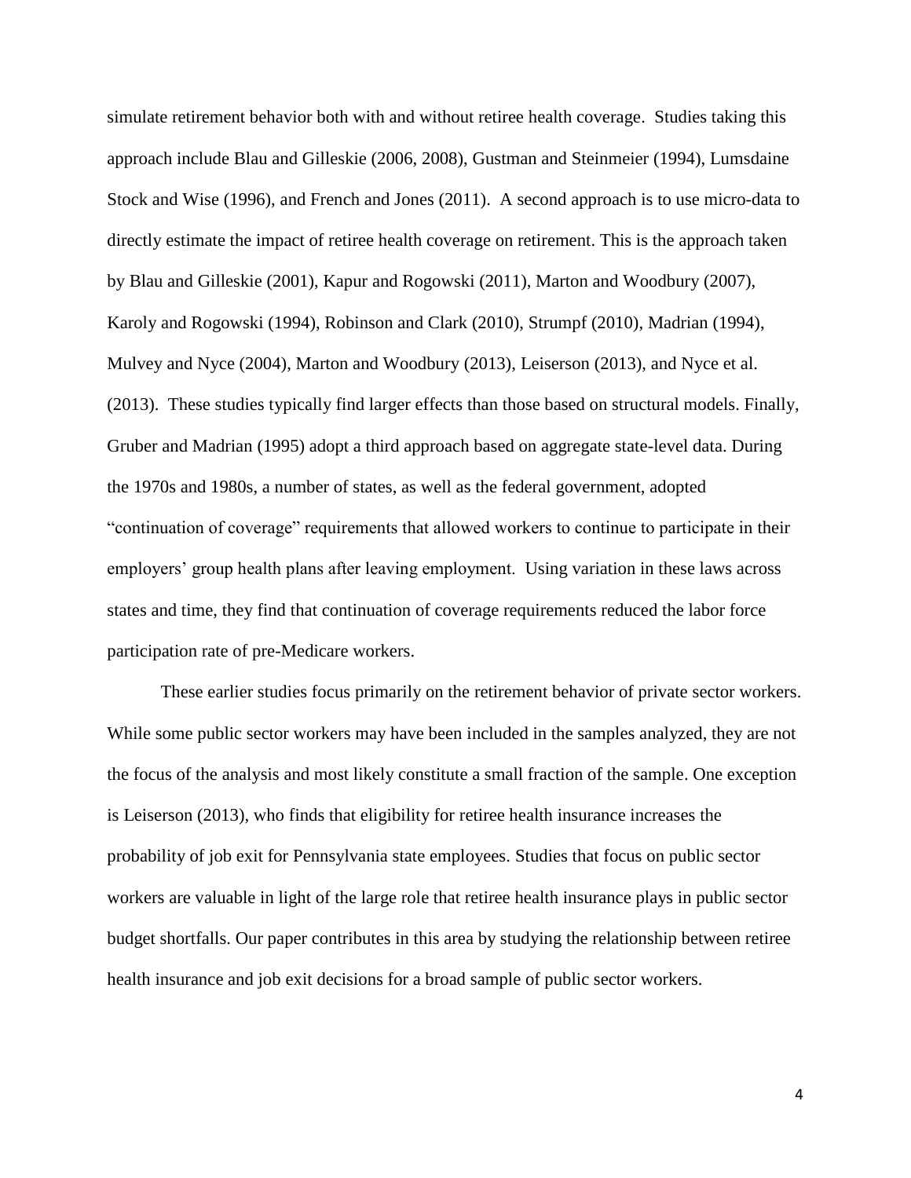simulate retirement behavior both with and without retiree health coverage. Studies taking this approach include Blau and Gilleskie (2006, 2008), Gustman and Steinmeier (1994), Lumsdaine Stock and Wise (1996), and French and Jones (2011). A second approach is to use micro-data to directly estimate the impact of retiree health coverage on retirement. This is the approach taken by Blau and Gilleskie (2001), Kapur and Rogowski (2011), Marton and Woodbury (2007), Karoly and Rogowski (1994), Robinson and Clark (2010), Strumpf (2010), Madrian (1994), Mulvey and Nyce (2004), Marton and Woodbury (2013), Leiserson (2013), and Nyce et al. (2013). These studies typically find larger effects than those based on structural models. Finally, Gruber and Madrian (1995) adopt a third approach based on aggregate state-level data. During the 1970s and 1980s, a number of states, as well as the federal government, adopted "continuation of coverage" requirements that allowed workers to continue to participate in their employers' group health plans after leaving employment. Using variation in these laws across states and time, they find that continuation of coverage requirements reduced the labor force participation rate of pre-Medicare workers.

These earlier studies focus primarily on the retirement behavior of private sector workers. While some public sector workers may have been included in the samples analyzed, they are not the focus of the analysis and most likely constitute a small fraction of the sample. One exception is Leiserson (2013), who finds that eligibility for retiree health insurance increases the probability of job exit for Pennsylvania state employees. Studies that focus on public sector workers are valuable in light of the large role that retiree health insurance plays in public sector budget shortfalls. Our paper contributes in this area by studying the relationship between retiree health insurance and job exit decisions for a broad sample of public sector workers.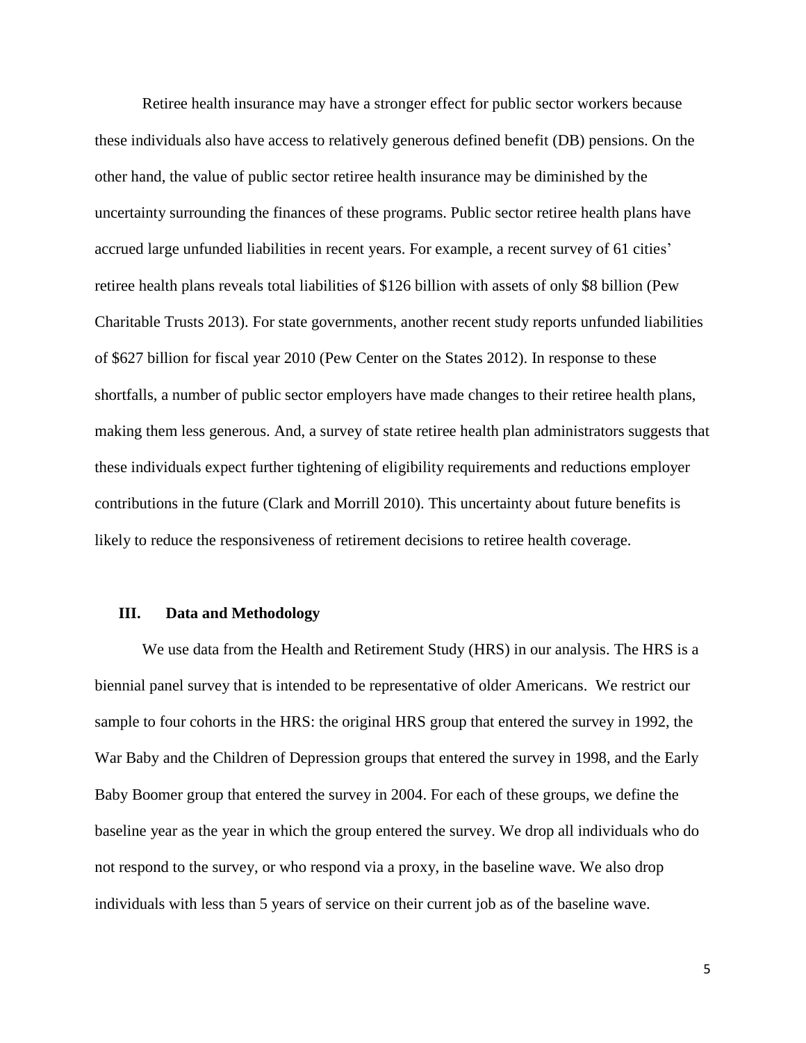Retiree health insurance may have a stronger effect for public sector workers because these individuals also have access to relatively generous defined benefit (DB) pensions. On the other hand, the value of public sector retiree health insurance may be diminished by the uncertainty surrounding the finances of these programs. Public sector retiree health plans have accrued large unfunded liabilities in recent years. For example, a recent survey of 61 cities' retiree health plans reveals total liabilities of $126 billion with assets of only $8 billion (Pew Charitable Trusts 2013). For state governments, another recent study reports unfunded liabilities of $627 billion for fiscal year 2010 (Pew Center on the States 2012). In response to these shortfalls, a number of public sector employers have made changes to their retiree health plans, making them less generous. And, a survey of state retiree health plan administrators suggests that these individuals expect further tightening of eligibility requirements and reductions employer contributions in the future (Clark and Morrill 2010). This uncertainty about future benefits is likely to reduce the responsiveness of retirement decisions to retiree health coverage.

## III. Data and Methodology

We use data from the Health and Retirement Study (HRS) in our analysis. The HRS is a biennial panel survey that is intended to be representative of older Americans. We restrict our sample to four cohorts in the HRS: the original HRS group that entered the survey in 1992, the War Baby and the Children of Depression groups that entered the survey in 1998, and the Early Baby Boomer group that entered the survey in 2004. For each of these groups, we define the baseline year as the year in which the group entered the survey. We drop all individuals who do not respond to the survey, or who respond via a proxy, in the baseline wave. We also drop individuals with less than 5 years of service on their current job as of the baseline wave.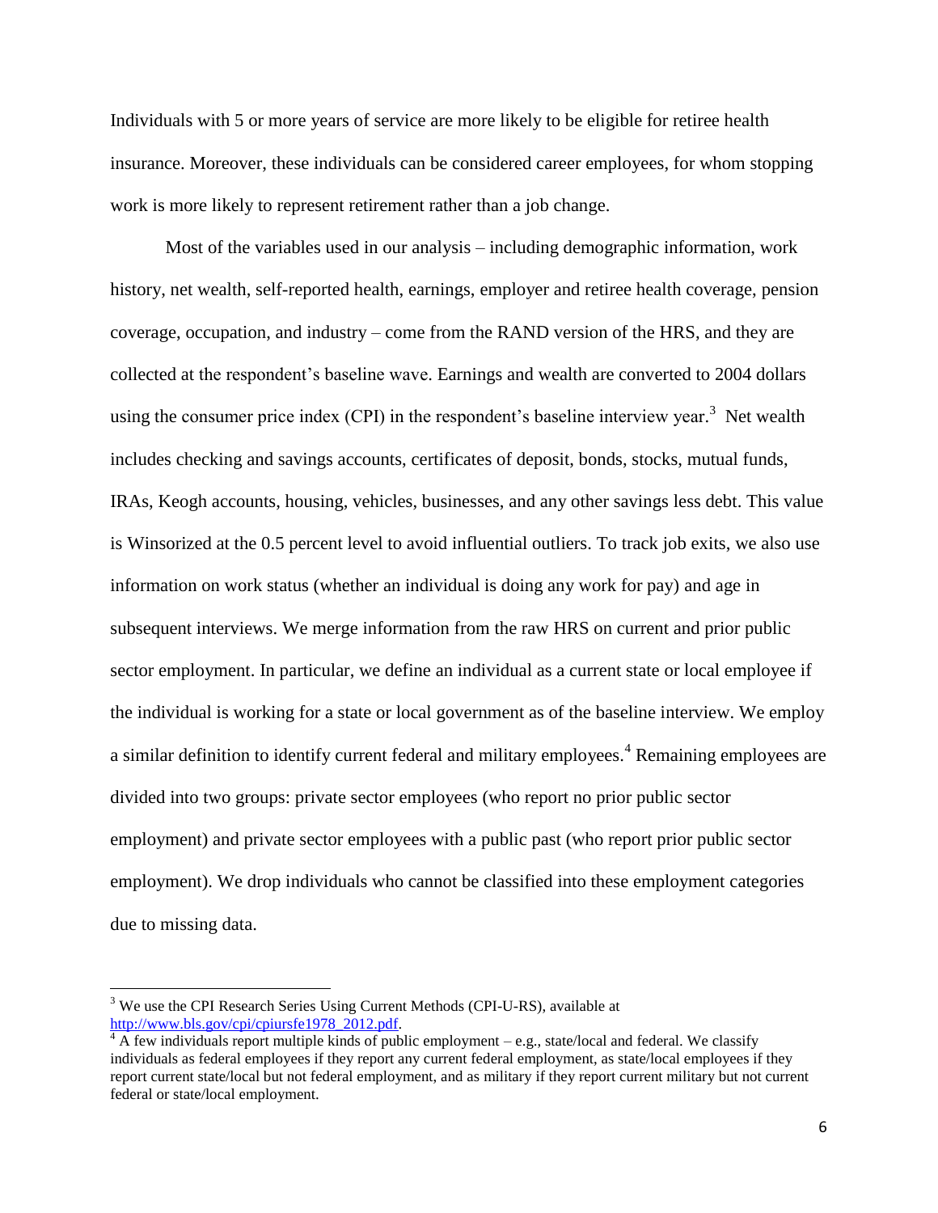Individuals with 5 or more years of service are more likely to be eligible for retiree health insurance. Moreover, these individuals can be considered career employees, for whom stopping work is more likely to represent retirement rather than a job change.

Most of the variables used in our analysis – including demographic information, work history, net wealth, self-reported health, earnings, employer and retiree health coverage, pension coverage, occupation, and industry – come from the RAND version of the HRS, and they are collected at the respondent's baseline wave. Earnings and wealth are converted to 2004 dollars using the consumer price index (CPI) in the respondent's baseline interview year.[3] Net wealth includes checking and savings accounts, certificates of deposit, bonds, stocks, mutual funds, IRAs, Keogh accounts, housing, vehicles, businesses, and any other savings less debt. This value is Winsorized at the 0.5 percent level to avoid influential outliers. To track job exits, we also use information on work status (whether an individual is doing any work for pay) and age in subsequent interviews. We merge information from the raw HRS on current and prior public sector employment. In particular, we define an individual as a current state or local employee if the individual is working for a state or local government as of the baseline interview. We employ a similar definition to identify current federal and military employees.[4] Remaining employees are divided into two groups: private sector employees (who report no prior public sector employment) and private sector employees with a public past (who report prior public sector employment). We drop individuals who cannot be classified into these employment categories due to missing data.

---

[3] We use the CPI Research Series Using Current Methods (CPI-U-RS), available at http://www.bls.gov/cpi/cpiursfe1978_2012.pdf.

[4] A few individuals report multiple kinds of public employment – e.g., state/local and federal. We classify individuals as federal employees if they report any current federal employment, as state/local employees if they report current state/local but not federal employment, and as military if they report current military but not current federal or state/local employment.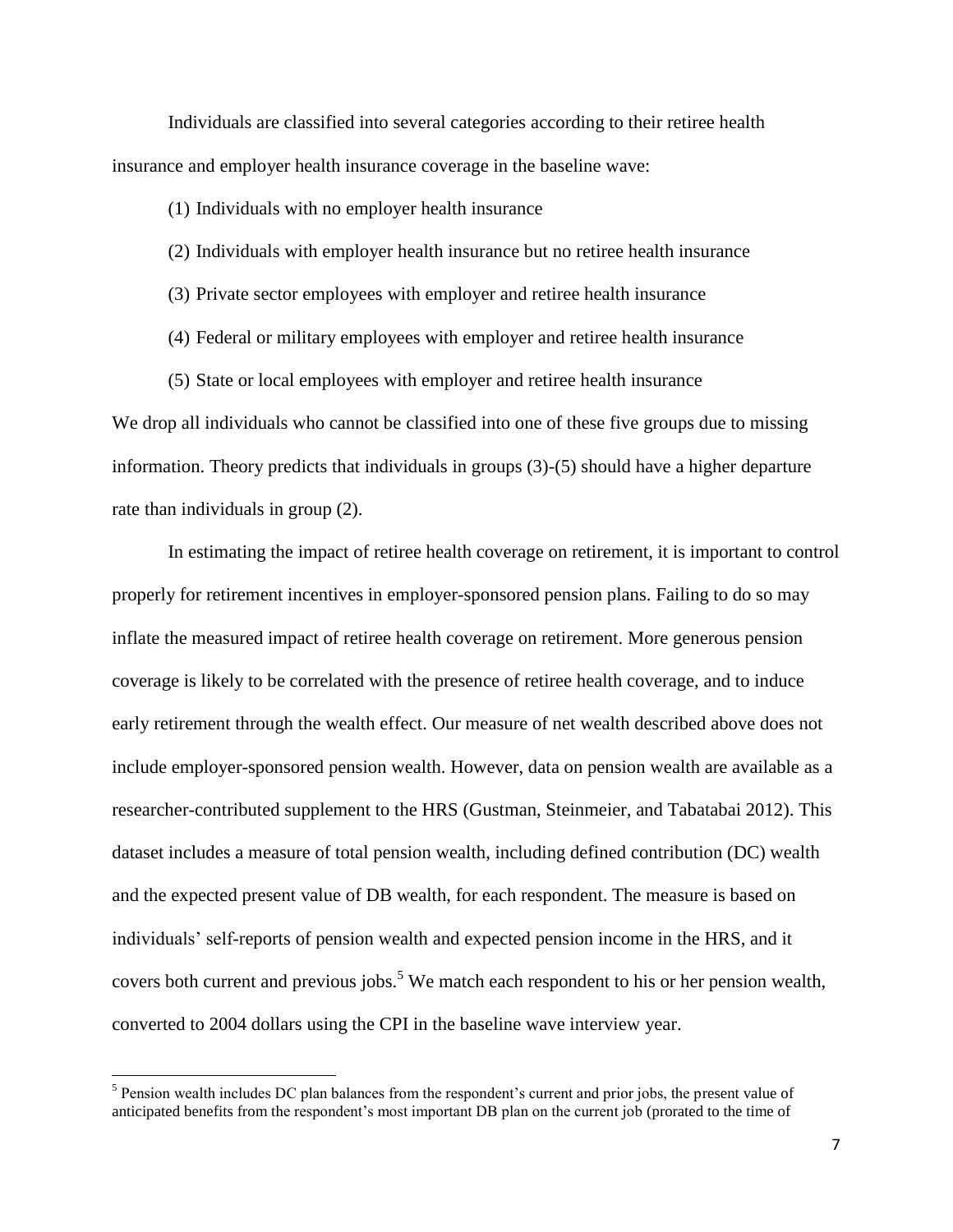Individuals are classified into several categories according to their retiree health insurance and employer health insurance coverage in the baseline wave:

(1) Individuals with no employer health insurance

(2) Individuals with employer health insurance but no retiree health insurance

(3) Private sector employees with employer and retiree health insurance

(4) Federal or military employees with employer and retiree health insurance

(5) State or local employees with employer and retiree health insurance

We drop all individuals who cannot be classified into one of these five groups due to missing information. Theory predicts that individuals in groups (3)-(5) should have a higher departure rate than individuals in group (2).

In estimating the impact of retiree health coverage on retirement, it is important to control properly for retirement incentives in employer-sponsored pension plans. Failing to do so may inflate the measured impact of retiree health coverage on retirement. More generous pension coverage is likely to be correlated with the presence of retiree health coverage, and to induce early retirement through the wealth effect. Our measure of net wealth described above does not include employer-sponsored pension wealth. However, data on pension wealth are available as a researcher-contributed supplement to the HRS (Gustman, Steinmeier, and Tabatabai 2012). This dataset includes a measure of total pension wealth, including defined contribution (DC) wealth and the expected present value of DB wealth, for each respondent. The measure is based on individuals' self-reports of pension wealth and expected pension income in the HRS, and it covers both current and previous jobs.[5] We match each respondent to his or her pension wealth, converted to 2004 dollars using the CPI in the baseline wave interview year.

[5] Pension wealth includes DC plan balances from the respondent's current and prior jobs, the present value of anticipated benefits from the respondent's most important DB plan on the current job (prorated to the time of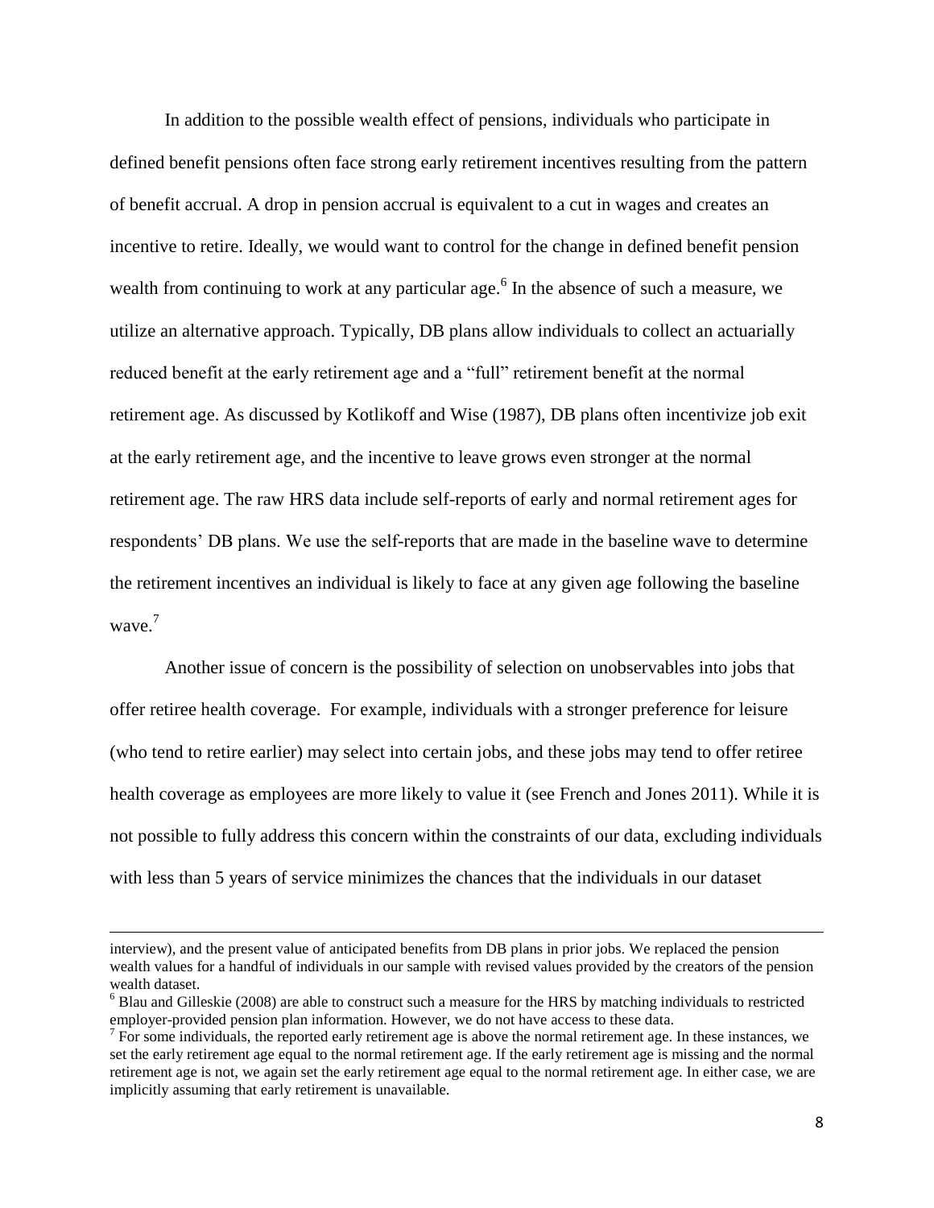In addition to the possible wealth effect of pensions, individuals who participate in defined benefit pensions often face strong early retirement incentives resulting from the pattern of benefit accrual. A drop in pension accrual is equivalent to a cut in wages and creates an incentive to retire. Ideally, we would want to control for the change in defined benefit pension wealth from continuing to work at any particular age.[6] In the absence of such a measure, we utilize an alternative approach. Typically, DB plans allow individuals to collect an actuarially reduced benefit at the early retirement age and a "full" retirement benefit at the normal retirement age. As discussed by Kotlikoff and Wise (1987), DB plans often incentivize job exit at the early retirement age, and the incentive to leave grows even stronger at the normal retirement age. The raw HRS data include self-reports of early and normal retirement ages for respondents' DB plans. We use the self-reports that are made in the baseline wave to determine the retirement incentives an individual is likely to face at any given age following the baseline wave.[7]

Another issue of concern is the possibility of selection on unobservables into jobs that offer retiree health coverage. For example, individuals with a stronger preference for leisure (who tend to retire earlier) may select into certain jobs, and these jobs may tend to offer retiree health coverage as employees are more likely to value it (see French and Jones 2011). While it is not possible to fully address this concern within the constraints of our data, excluding individuals with less than 5 years of service minimizes the chances that the individuals in our dataset

---

interview), and the present value of anticipated benefits from DB plans in prior jobs. We replaced the pension wealth values for a handful of individuals in our sample with revised values provided by the creators of the pension wealth dataset.

[6] Blau and Gilleskie (2008) are able to construct such a measure for the HRS by matching individuals to restricted employer-provided pension plan information. However, we do not have access to these data.

[7] For some individuals, the reported early retirement age is above the normal retirement age. In these instances, we set the early retirement age equal to the normal retirement age. If the early retirement age is missing and the normal retirement age is not, we again set the early retirement age equal to the normal retirement age. In either case, we are implicitly assuming that early retirement is unavailable.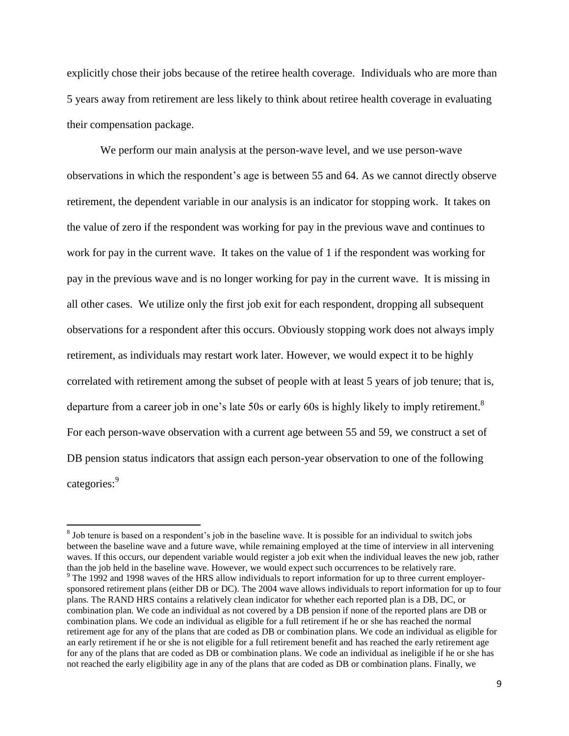explicitly chose their jobs because of the retiree health coverage. Individuals who are more than 5 years away from retirement are less likely to think about retiree health coverage in evaluating their compensation package.

We perform our main analysis at the person-wave level, and we use person-wave observations in which the respondent's age is between 55 and 64. As we cannot directly observe retirement, the dependent variable in our analysis is an indicator for stopping work. It takes on the value of zero if the respondent was working for pay in the previous wave and continues to work for pay in the current wave. It takes on the value of 1 if the respondent was working for pay in the previous wave and is no longer working for pay in the current wave. It is missing in all other cases. We utilize only the first job exit for each respondent, dropping all subsequent observations for a respondent after this occurs. Obviously stopping work does not always imply retirement, as individuals may restart work later. However, we would expect it to be highly correlated with retirement among the subset of people with at least 5 years of job tenure; that is, departure from a career job in one's late 50s or early 60s is highly likely to imply retirement.[8] For each person-wave observation with a current age between 55 and 59, we construct a set of DB pension status indicators that assign each person-year observation to one of the following categories:[9]

---

[8] Job tenure is based on a respondent's job in the baseline wave. It is possible for an individual to switch jobs between the baseline wave and a future wave, while remaining employed at the time of interview in all intervening waves. If this occurs, our dependent variable would register a job exit when the individual leaves the new job, rather than the job held in the baseline wave. However, we would expect such occurrences to be relatively rare.

[9] The 1992 and 1998 waves of the HRS allow individuals to report information for up to three current employer-sponsored retirement plans (either DB or DC). The 2004 wave allows individuals to report information for up to four plans. The RAND HRS contains a relatively clean indicator for whether each reported plan is a DB, DC, or combination plan. We code an individual as not covered by a DB pension if none of the reported plans are DB or combination plans. We code an individual as eligible for a full retirement if he or she has reached the normal retirement age for any of the plans that are coded as DB or combination plans. We code an individual as eligible for an early retirement if he or she is not eligible for a full retirement benefit and has reached the early retirement age for any of the plans that are coded as DB or combination plans. We code an individual as ineligible if he or she has not reached the early eligibility age in any of the plans that are coded as DB or combination plans. Finally, we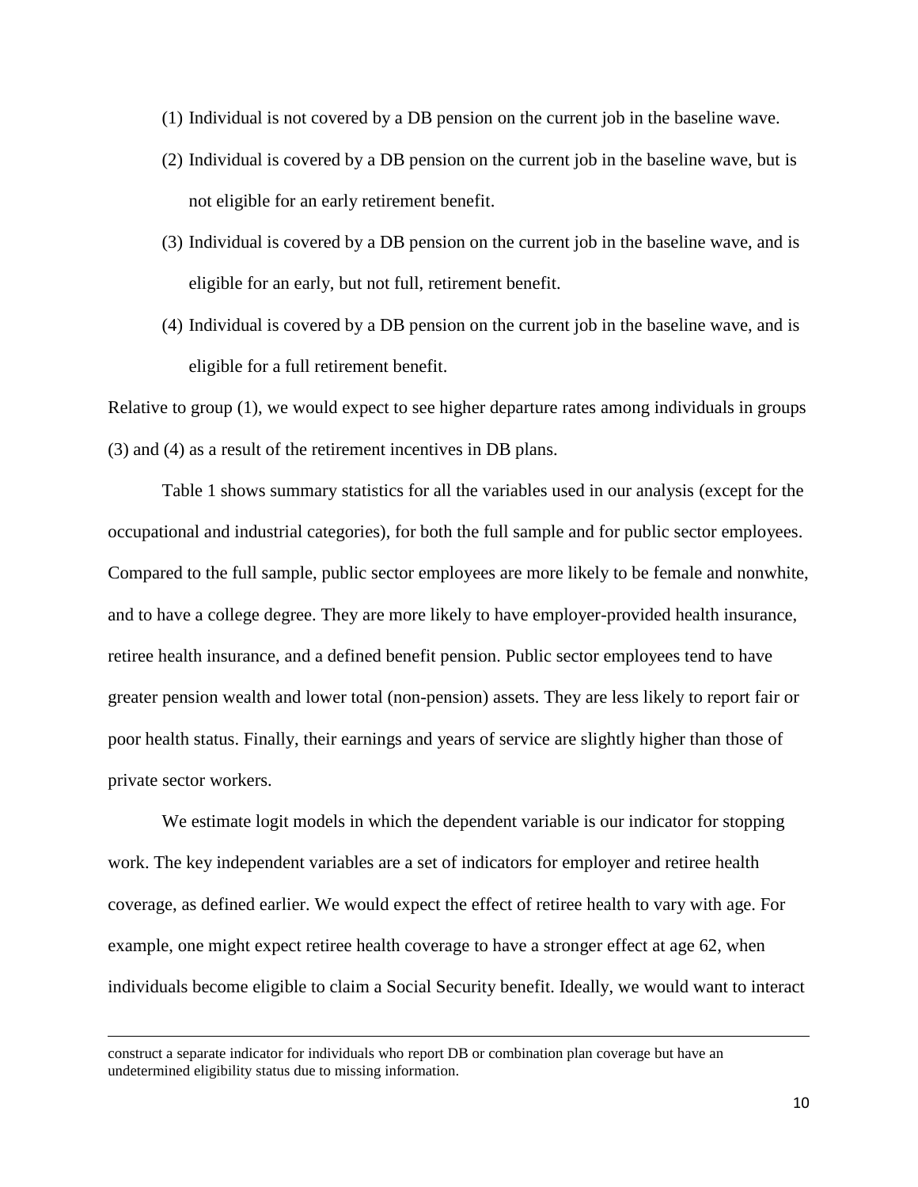(1) Individual is not covered by a DB pension on the current job in the baseline wave.

(2) Individual is covered by a DB pension on the current job in the baseline wave, but is not eligible for an early retirement benefit.

(3) Individual is covered by a DB pension on the current job in the baseline wave, and is eligible for an early, but not full, retirement benefit.

(4) Individual is covered by a DB pension on the current job in the baseline wave, and is eligible for a full retirement benefit.

Relative to group (1), we would expect to see higher departure rates among individuals in groups (3) and (4) as a result of the retirement incentives in DB plans.

Table 1 shows summary statistics for all the variables used in our analysis (except for the occupational and industrial categories), for both the full sample and for public sector employees. Compared to the full sample, public sector employees are more likely to be female and nonwhite, and to have a college degree. They are more likely to have employer-provided health insurance, retiree health insurance, and a defined benefit pension. Public sector employees tend to have greater pension wealth and lower total (non-pension) assets. They are less likely to report fair or poor health status. Finally, their earnings and years of service are slightly higher than those of private sector workers.

We estimate logit models in which the dependent variable is our indicator for stopping work. The key independent variables are a set of indicators for employer and retiree health coverage, as defined earlier. We would expect the effect of retiree health to vary with age. For example, one might expect retiree health coverage to have a stronger effect at age 62, when individuals become eligible to claim a Social Security benefit. Ideally, we would want to interact

construct a separate indicator for individuals who report DB or combination plan coverage but have an undetermined eligibility status due to missing information.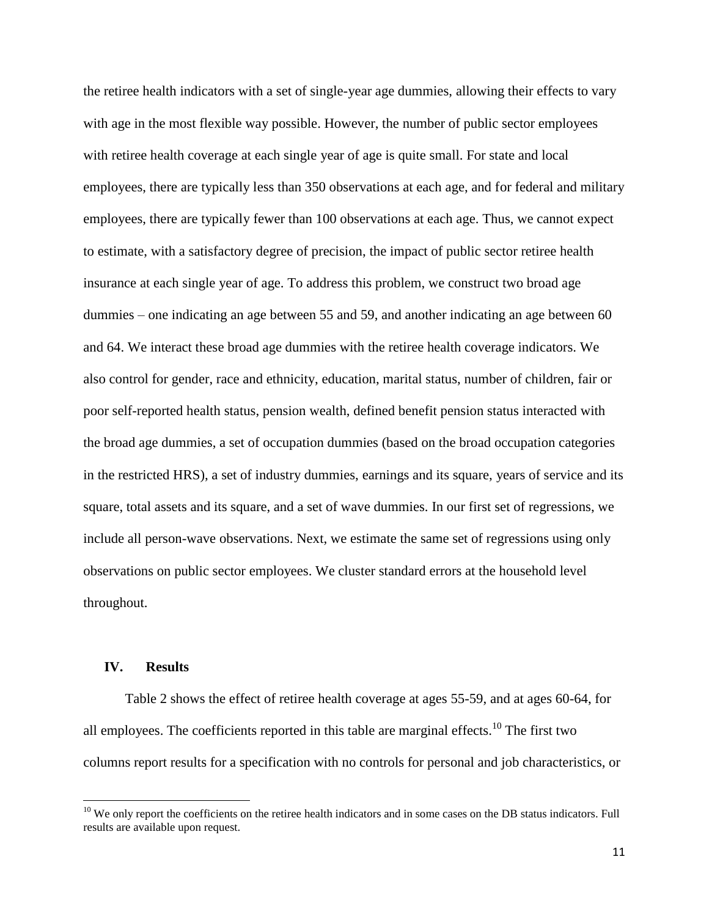the retiree health indicators with a set of single-year age dummies, allowing their effects to vary with age in the most flexible way possible. However, the number of public sector employees with retiree health coverage at each single year of age is quite small. For state and local employees, there are typically less than 350 observations at each age, and for federal and military employees, there are typically fewer than 100 observations at each age. Thus, we cannot expect to estimate, with a satisfactory degree of precision, the impact of public sector retiree health insurance at each single year of age. To address this problem, we construct two broad age dummies – one indicating an age between 55 and 59, and another indicating an age between 60 and 64. We interact these broad age dummies with the retiree health coverage indicators. We also control for gender, race and ethnicity, education, marital status, number of children, fair or poor self-reported health status, pension wealth, defined benefit pension status interacted with the broad age dummies, a set of occupation dummies (based on the broad occupation categories in the restricted HRS), a set of industry dummies, earnings and its square, years of service and its square, total assets and its square, and a set of wave dummies. In our first set of regressions, we include all person-wave observations. Next, we estimate the same set of regressions using only observations on public sector employees. We cluster standard errors at the household level throughout.

## IV. Results

Table 2 shows the effect of retiree health coverage at ages 55-59, and at ages 60-64, for all employees. The coefficients reported in this table are marginal effects.[10] The first two columns report results for a specification with no controls for personal and job characteristics, or

[10] We only report the coefficients on the retiree health indicators and in some cases on the DB status indicators. Full results are available upon request.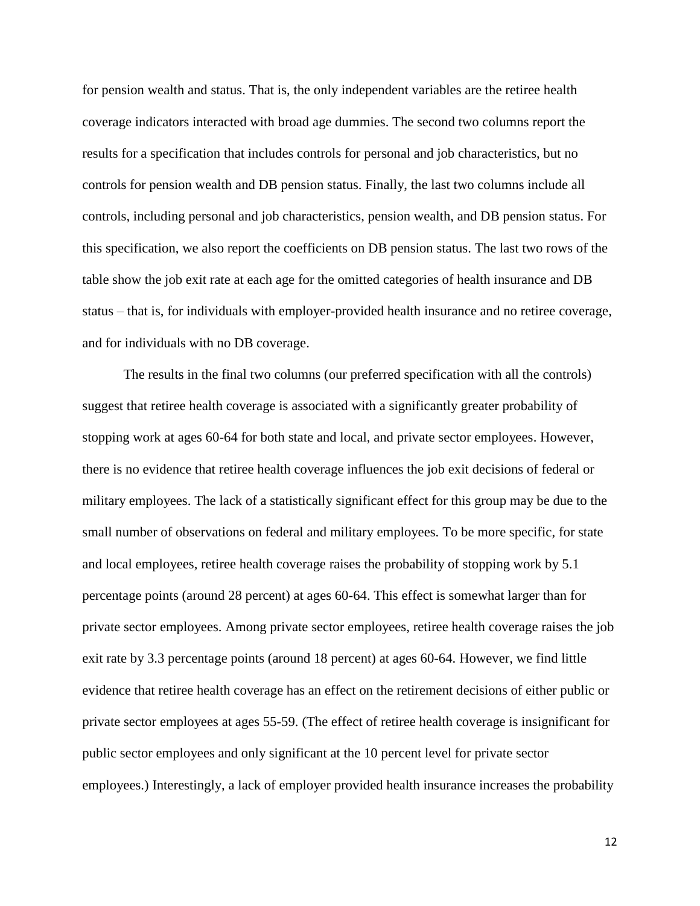for pension wealth and status. That is, the only independent variables are the retiree health coverage indicators interacted with broad age dummies. The second two columns report the results for a specification that includes controls for personal and job characteristics, but no controls for pension wealth and DB pension status. Finally, the last two columns include all controls, including personal and job characteristics, pension wealth, and DB pension status. For this specification, we also report the coefficients on DB pension status. The last two rows of the table show the job exit rate at each age for the omitted categories of health insurance and DB status – that is, for individuals with employer-provided health insurance and no retiree coverage, and for individuals with no DB coverage.

The results in the final two columns (our preferred specification with all the controls) suggest that retiree health coverage is associated with a significantly greater probability of stopping work at ages 60-64 for both state and local, and private sector employees. However, there is no evidence that retiree health coverage influences the job exit decisions of federal or military employees. The lack of a statistically significant effect for this group may be due to the small number of observations on federal and military employees. To be more specific, for state and local employees, retiree health coverage raises the probability of stopping work by 5.1 percentage points (around 28 percent) at ages 60-64. This effect is somewhat larger than for private sector employees. Among private sector employees, retiree health coverage raises the job exit rate by 3.3 percentage points (around 18 percent) at ages 60-64. However, we find little evidence that retiree health coverage has an effect on the retirement decisions of either public or private sector employees at ages 55-59. (The effect of retiree health coverage is insignificant for public sector employees and only significant at the 10 percent level for private sector employees.) Interestingly, a lack of employer provided health insurance increases the probability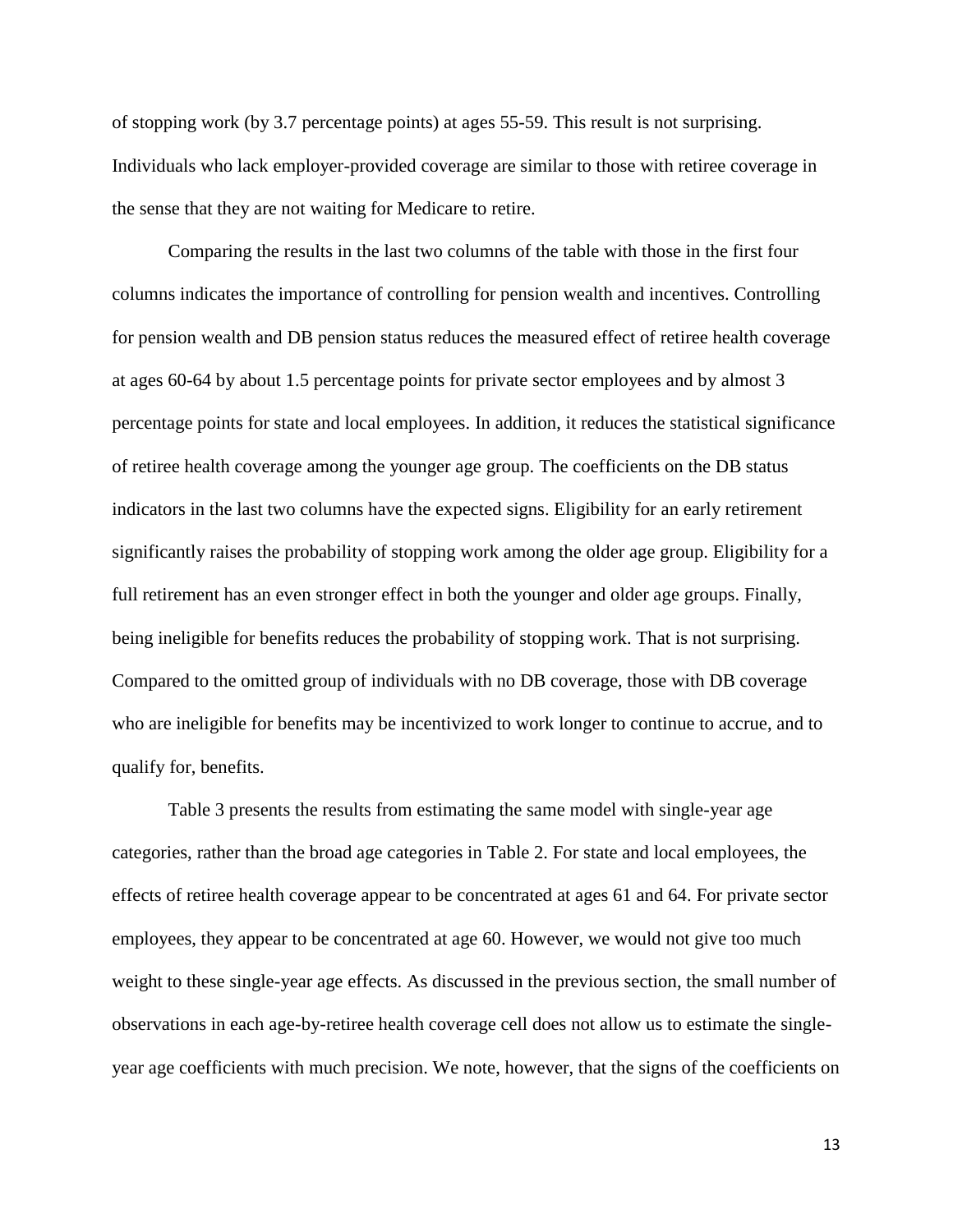of stopping work (by 3.7 percentage points) at ages 55-59. This result is not surprising. Individuals who lack employer-provided coverage are similar to those with retiree coverage in the sense that they are not waiting for Medicare to retire.

Comparing the results in the last two columns of the table with those in the first four columns indicates the importance of controlling for pension wealth and incentives. Controlling for pension wealth and DB pension status reduces the measured effect of retiree health coverage at ages 60-64 by about 1.5 percentage points for private sector employees and by almost 3 percentage points for state and local employees. In addition, it reduces the statistical significance of retiree health coverage among the younger age group. The coefficients on the DB status indicators in the last two columns have the expected signs. Eligibility for an early retirement significantly raises the probability of stopping work among the older age group. Eligibility for a full retirement has an even stronger effect in both the younger and older age groups. Finally, being ineligible for benefits reduces the probability of stopping work. That is not surprising. Compared to the omitted group of individuals with no DB coverage, those with DB coverage who are ineligible for benefits may be incentivized to work longer to continue to accrue, and to qualify for, benefits.

Table 3 presents the results from estimating the same model with single-year age categories, rather than the broad age categories in Table 2. For state and local employees, the effects of retiree health coverage appear to be concentrated at ages 61 and 64. For private sector employees, they appear to be concentrated at age 60. However, we would not give too much weight to these single-year age effects. As discussed in the previous section, the small number of observations in each age-by-retiree health coverage cell does not allow us to estimate the single-year age coefficients with much precision. We note, however, that the signs of the coefficients on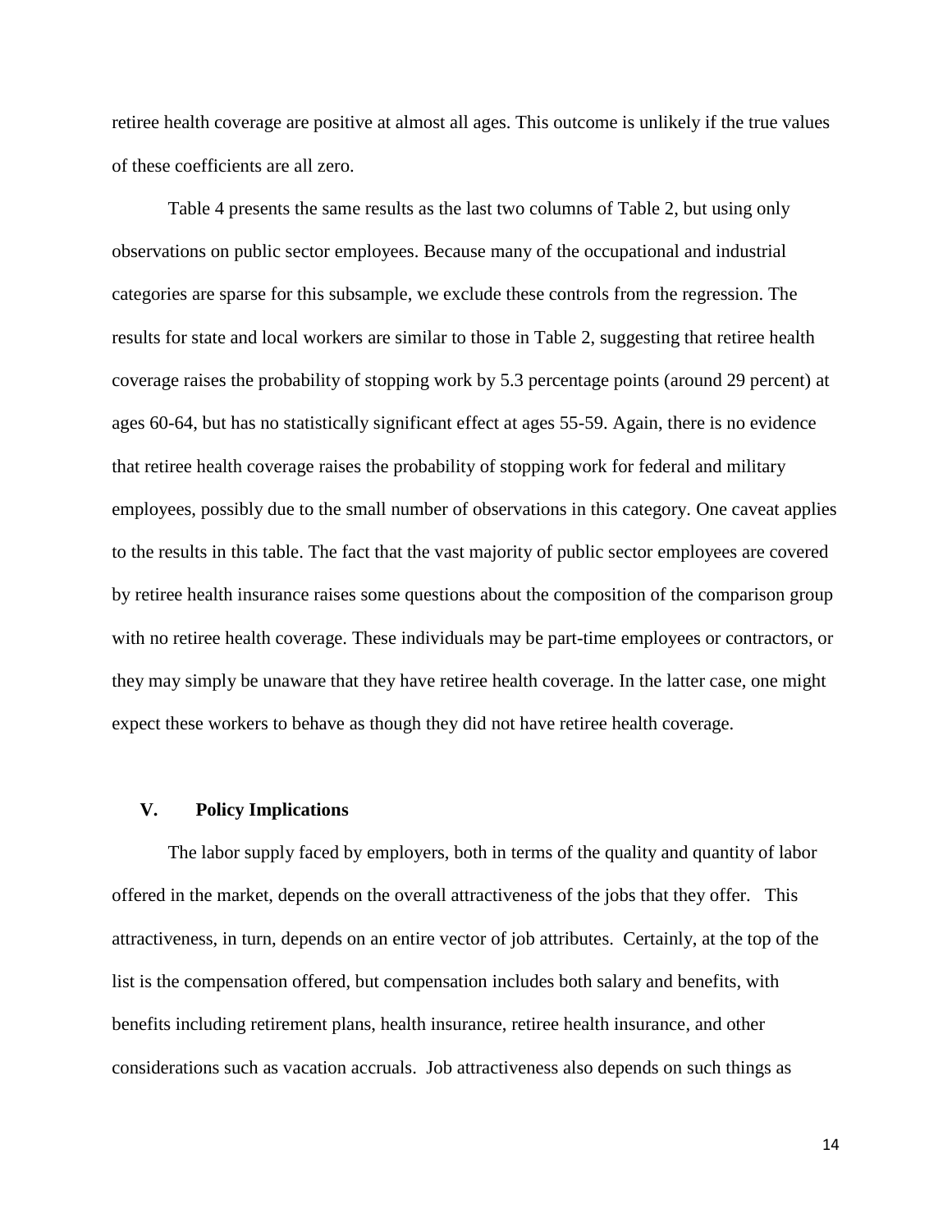retiree health coverage are positive at almost all ages. This outcome is unlikely if the true values of these coefficients are all zero.

Table 4 presents the same results as the last two columns of Table 2, but using only observations on public sector employees. Because many of the occupational and industrial categories are sparse for this subsample, we exclude these controls from the regression. The results for state and local workers are similar to those in Table 2, suggesting that retiree health coverage raises the probability of stopping work by 5.3 percentage points (around 29 percent) at ages 60-64, but has no statistically significant effect at ages 55-59. Again, there is no evidence that retiree health coverage raises the probability of stopping work for federal and military employees, possibly due to the small number of observations in this category. One caveat applies to the results in this table. The fact that the vast majority of public sector employees are covered by retiree health insurance raises some questions about the composition of the comparison group with no retiree health coverage. These individuals may be part-time employees or contractors, or they may simply be unaware that they have retiree health coverage. In the latter case, one might expect these workers to behave as though they did not have retiree health coverage.

## V. Policy Implications

The labor supply faced by employers, both in terms of the quality and quantity of labor offered in the market, depends on the overall attractiveness of the jobs that they offer. This attractiveness, in turn, depends on an entire vector of job attributes. Certainly, at the top of the list is the compensation offered, but compensation includes both salary and benefits, with benefits including retirement plans, health insurance, retiree health insurance, and other considerations such as vacation accruals. Job attractiveness also depends on such things as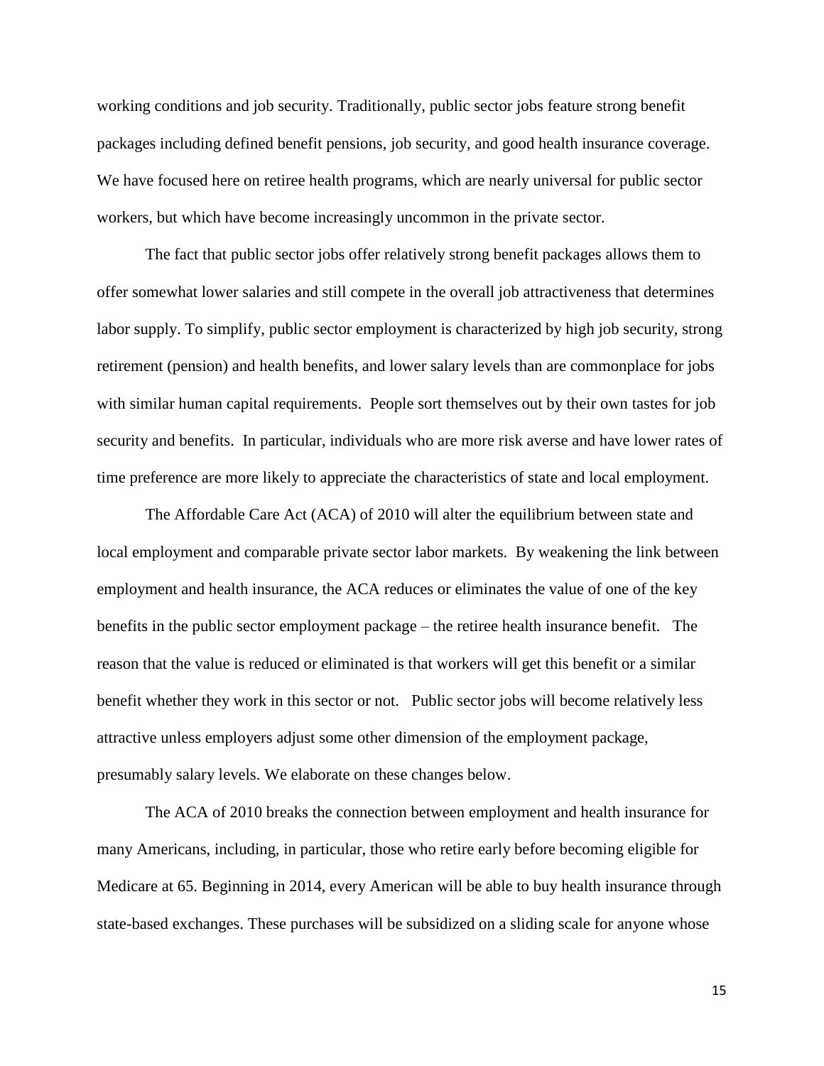working conditions and job security. Traditionally, public sector jobs feature strong benefit packages including defined benefit pensions, job security, and good health insurance coverage. We have focused here on retiree health programs, which are nearly universal for public sector workers, but which have become increasingly uncommon in the private sector.

The fact that public sector jobs offer relatively strong benefit packages allows them to offer somewhat lower salaries and still compete in the overall job attractiveness that determines labor supply. To simplify, public sector employment is characterized by high job security, strong retirement (pension) and health benefits, and lower salary levels than are commonplace for jobs with similar human capital requirements. People sort themselves out by their own tastes for job security and benefits. In particular, individuals who are more risk averse and have lower rates of time preference are more likely to appreciate the characteristics of state and local employment.

The Affordable Care Act (ACA) of 2010 will alter the equilibrium between state and local employment and comparable private sector labor markets. By weakening the link between employment and health insurance, the ACA reduces or eliminates the value of one of the key benefits in the public sector employment package – the retiree health insurance benefit. The reason that the value is reduced or eliminated is that workers will get this benefit or a similar benefit whether they work in this sector or not. Public sector jobs will become relatively less attractive unless employers adjust some other dimension of the employment package, presumably salary levels. We elaborate on these changes below.

The ACA of 2010 breaks the connection between employment and health insurance for many Americans, including, in particular, those who retire early before becoming eligible for Medicare at 65. Beginning in 2014, every American will be able to buy health insurance through state-based exchanges. These purchases will be subsidized on a sliding scale for anyone whose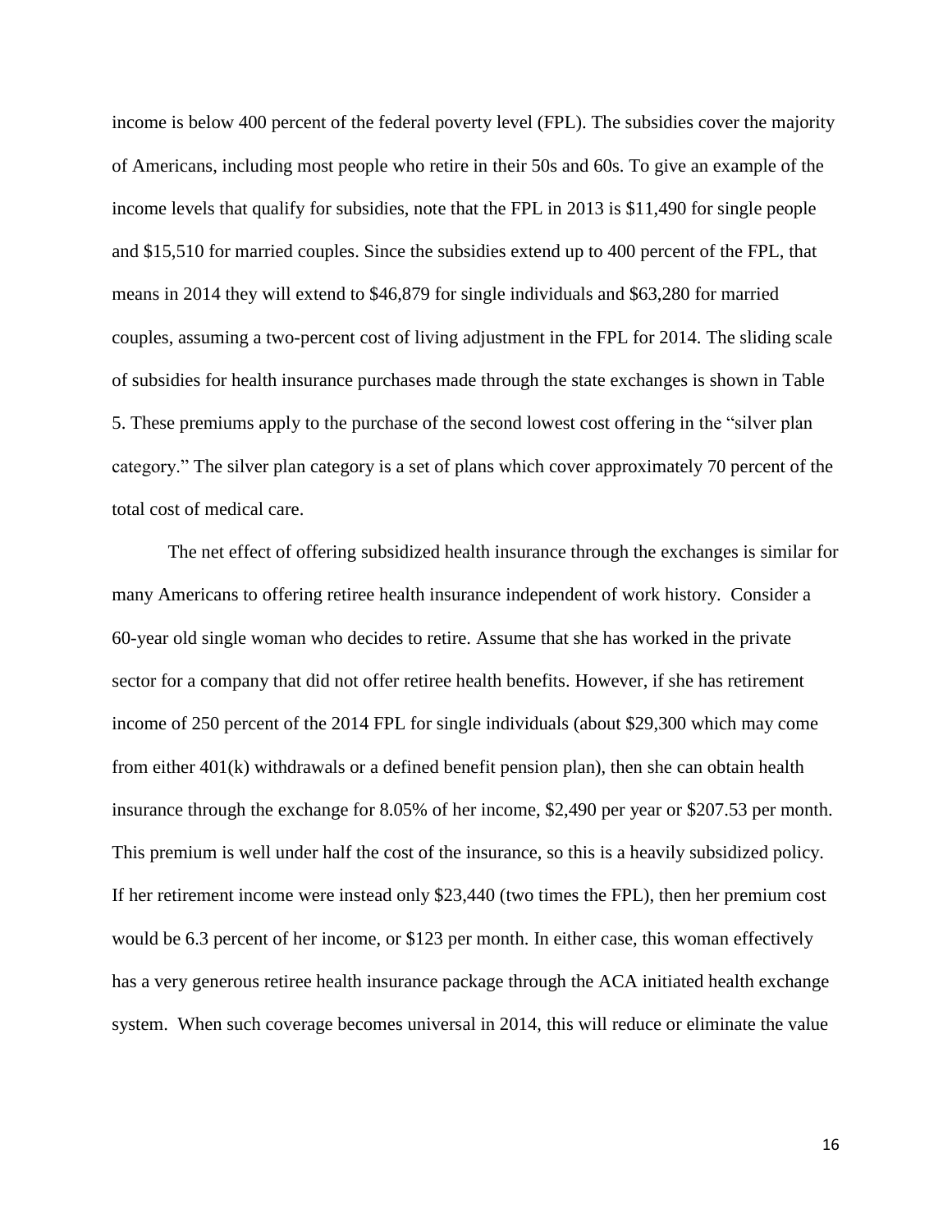income is below 400 percent of the federal poverty level (FPL). The subsidies cover the majority of Americans, including most people who retire in their 50s and 60s. To give an example of the income levels that qualify for subsidies, note that the FPL in 2013 is $11,490 for single people and $15,510 for married couples. Since the subsidies extend up to 400 percent of the FPL, that means in 2014 they will extend to $46,879 for single individuals and $63,280 for married couples, assuming a two-percent cost of living adjustment in the FPL for 2014. The sliding scale of subsidies for health insurance purchases made through the state exchanges is shown in Table 5. These premiums apply to the purchase of the second lowest cost offering in the "silver plan category." The silver plan category is a set of plans which cover approximately 70 percent of the total cost of medical care.

The net effect of offering subsidized health insurance through the exchanges is similar for many Americans to offering retiree health insurance independent of work history. Consider a 60-year old single woman who decides to retire. Assume that she has worked in the private sector for a company that did not offer retiree health benefits. However, if she has retirement income of 250 percent of the 2014 FPL for single individuals (about $29,300 which may come from either 401(k) withdrawals or a defined benefit pension plan), then she can obtain health insurance through the exchange for 8.05% of her income, $2,490 per year or $207.53 per month. This premium is well under half the cost of the insurance, so this is a heavily subsidized policy. If her retirement income were instead only $23,440 (two times the FPL), then her premium cost would be 6.3 percent of her income, or $123 per month. In either case, this woman effectively has a very generous retiree health insurance package through the ACA initiated health exchange system. When such coverage becomes universal in 2014, this will reduce or eliminate the value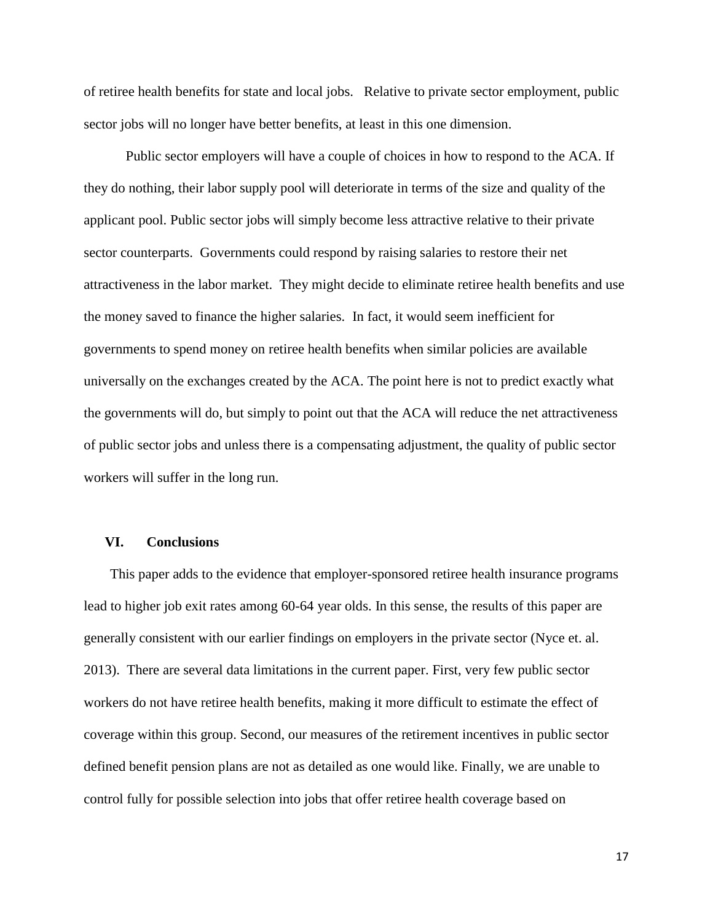of retiree health benefits for state and local jobs. Relative to private sector employment, public sector jobs will no longer have better benefits, at least in this one dimension.

Public sector employers will have a couple of choices in how to respond to the ACA. If they do nothing, their labor supply pool will deteriorate in terms of the size and quality of the applicant pool. Public sector jobs will simply become less attractive relative to their private sector counterparts. Governments could respond by raising salaries to restore their net attractiveness in the labor market. They might decide to eliminate retiree health benefits and use the money saved to finance the higher salaries. In fact, it would seem inefficient for governments to spend money on retiree health benefits when similar policies are available universally on the exchanges created by the ACA. The point here is not to predict exactly what the governments will do, but simply to point out that the ACA will reduce the net attractiveness of public sector jobs and unless there is a compensating adjustment, the quality of public sector workers will suffer in the long run.

## VI. Conclusions

This paper adds to the evidence that employer-sponsored retiree health insurance programs lead to higher job exit rates among 60-64 year olds. In this sense, the results of this paper are generally consistent with our earlier findings on employers in the private sector (Nyce et. al. 2013). There are several data limitations in the current paper. First, very few public sector workers do not have retiree health benefits, making it more difficult to estimate the effect of coverage within this group. Second, our measures of the retirement incentives in public sector defined benefit pension plans are not as detailed as one would like. Finally, we are unable to control fully for possible selection into jobs that offer retiree health coverage based on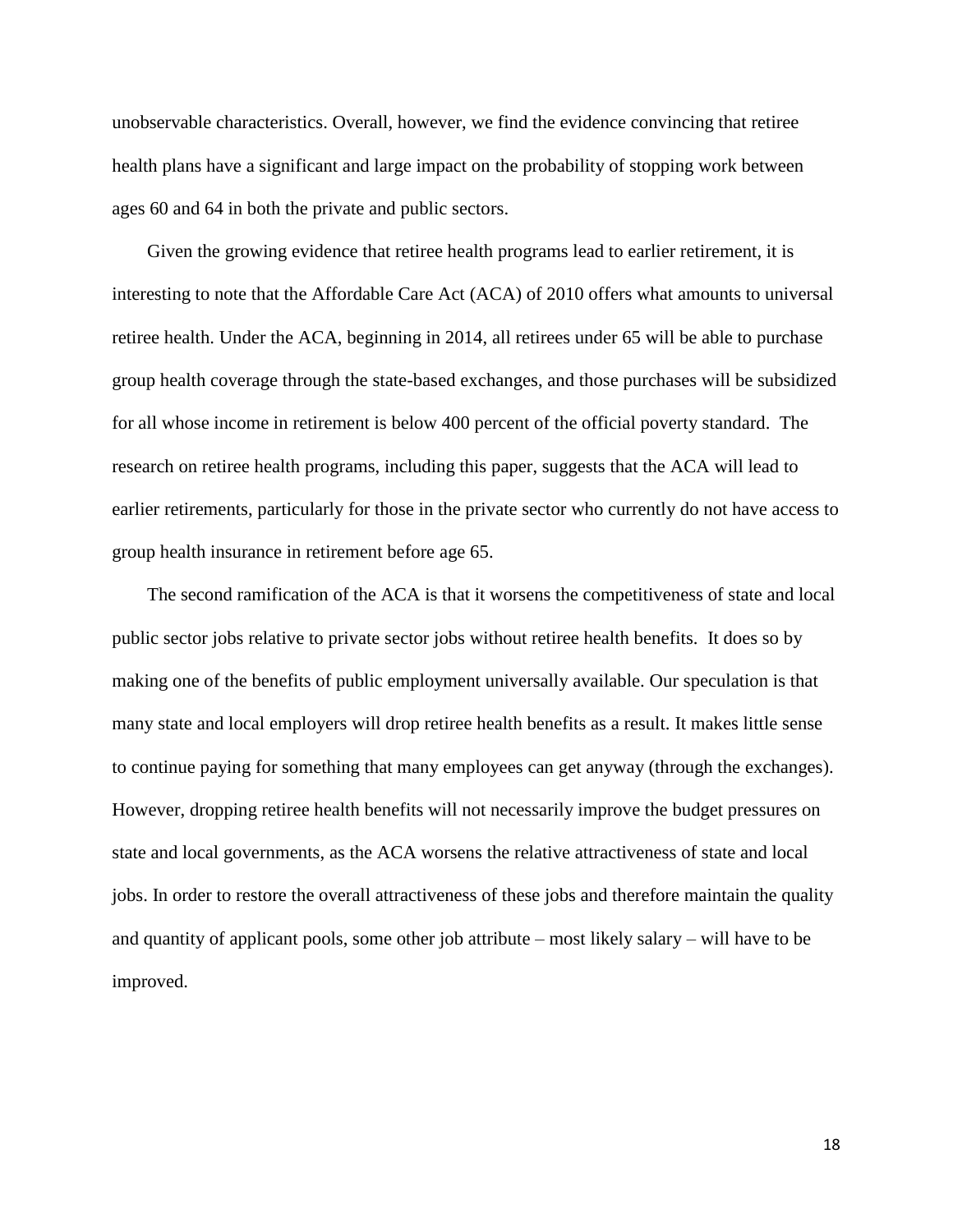unobservable characteristics. Overall, however, we find the evidence convincing that retiree health plans have a significant and large impact on the probability of stopping work between ages 60 and 64 in both the private and public sectors.

Given the growing evidence that retiree health programs lead to earlier retirement, it is interesting to note that the Affordable Care Act (ACA) of 2010 offers what amounts to universal retiree health. Under the ACA, beginning in 2014, all retirees under 65 will be able to purchase group health coverage through the state-based exchanges, and those purchases will be subsidized for all whose income in retirement is below 400 percent of the official poverty standard. The research on retiree health programs, including this paper, suggests that the ACA will lead to earlier retirements, particularly for those in the private sector who currently do not have access to group health insurance in retirement before age 65.

The second ramification of the ACA is that it worsens the competitiveness of state and local public sector jobs relative to private sector jobs without retiree health benefits. It does so by making one of the benefits of public employment universally available. Our speculation is that many state and local employers will drop retiree health benefits as a result. It makes little sense to continue paying for something that many employees can get anyway (through the exchanges). However, dropping retiree health benefits will not necessarily improve the budget pressures on state and local governments, as the ACA worsens the relative attractiveness of state and local jobs. In order to restore the overall attractiveness of these jobs and therefore maintain the quality and quantity of applicant pools, some other job attribute – most likely salary – will have to be improved.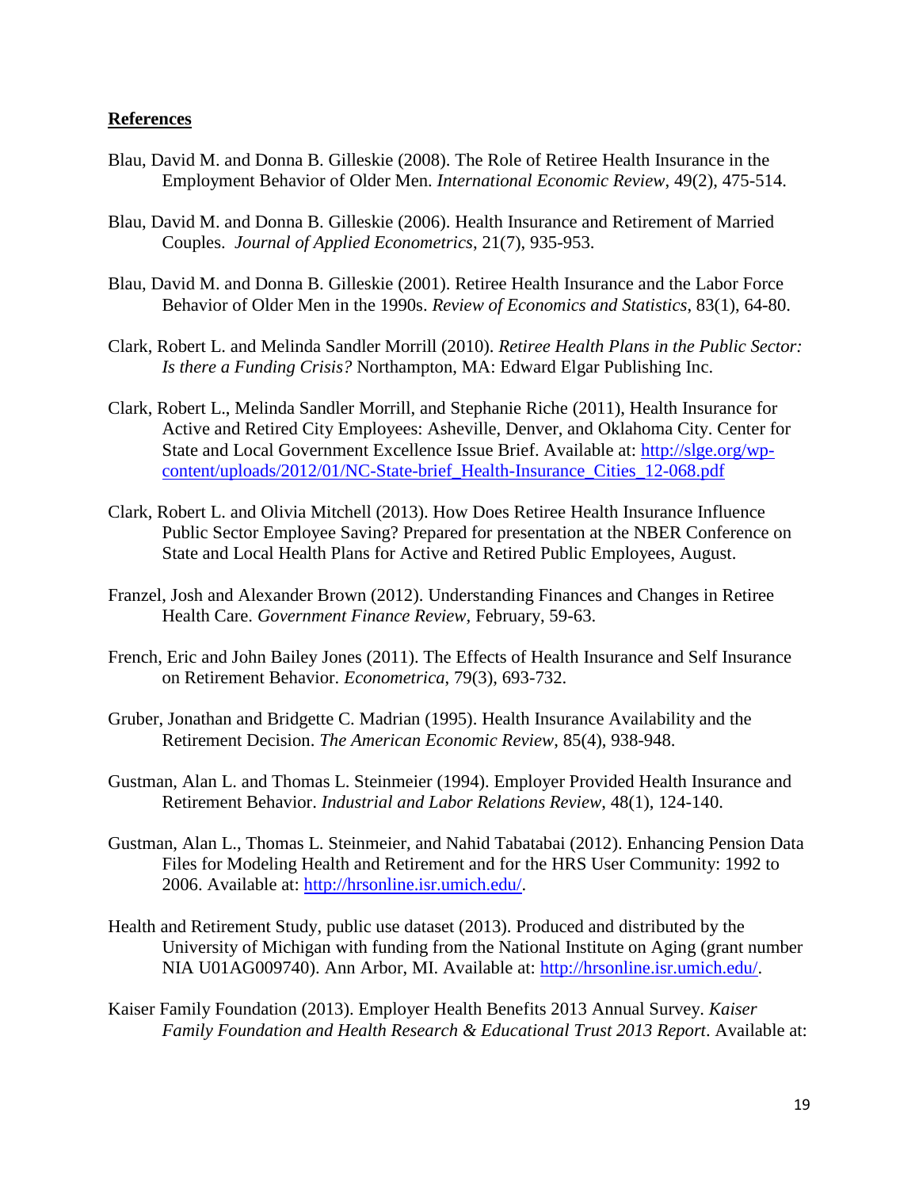**References**

Blau, David M. and Donna B. Gilleskie (2008). The Role of Retiree Health Insurance in the Employment Behavior of Older Men. *International Economic Review*, 49(2), 475-514.

Blau, David M. and Donna B. Gilleskie (2006). Health Insurance and Retirement of Married Couples. *Journal of Applied Econometrics*, 21(7), 935-953.

Blau, David M. and Donna B. Gilleskie (2001). Retiree Health Insurance and the Labor Force Behavior of Older Men in the 1990s. *Review of Economics and Statistics,* 83(1), 64-80.

Clark, Robert L. and Melinda Sandler Morrill (2010). *Retiree Health Plans in the Public Sector: Is there a Funding Crisis?* Northampton, MA: Edward Elgar Publishing Inc.

Clark, Robert L., Melinda Sandler Morrill, and Stephanie Riche (2011), Health Insurance for Active and Retired City Employees: Asheville, Denver, and Oklahoma City. Center for State and Local Government Excellence Issue Brief. Available at: http://slge.org/wp-content/uploads/2012/01/NC-State-brief_Health-Insurance_Cities_12-068.pdf

Clark, Robert L. and Olivia Mitchell (2013). How Does Retiree Health Insurance Influence Public Sector Employee Saving? Prepared for presentation at the NBER Conference on State and Local Health Plans for Active and Retired Public Employees, August.

Franzel, Josh and Alexander Brown (2012). Understanding Finances and Changes in Retiree Health Care. *Government Finance Review,* February, 59-63.

French, Eric and John Bailey Jones (2011). The Effects of Health Insurance and Self Insurance on Retirement Behavior. *Econometrica*, 79(3), 693-732.

Gruber, Jonathan and Bridgette C. Madrian (1995). Health Insurance Availability and the Retirement Decision. *The American Economic Review*, 85(4), 938-948.

Gustman, Alan L. and Thomas L. Steinmeier (1994). Employer Provided Health Insurance and Retirement Behavior. *Industrial and Labor Relations Review*, 48(1), 124-140.

Gustman, Alan L., Thomas L. Steinmeier, and Nahid Tabatabai (2012). Enhancing Pension Data Files for Modeling Health and Retirement and for the HRS User Community: 1992 to 2006. Available at: http://hrsonline.isr.umich.edu/.

Health and Retirement Study, public use dataset (2013). Produced and distributed by the University of Michigan with funding from the National Institute on Aging (grant number NIA U01AG009740). Ann Arbor, MI. Available at: http://hrsonline.isr.umich.edu/.

Kaiser Family Foundation (2013). Employer Health Benefits 2013 Annual Survey. *Kaiser Family Foundation and Health Research & Educational Trust 2013 Report*. Available at: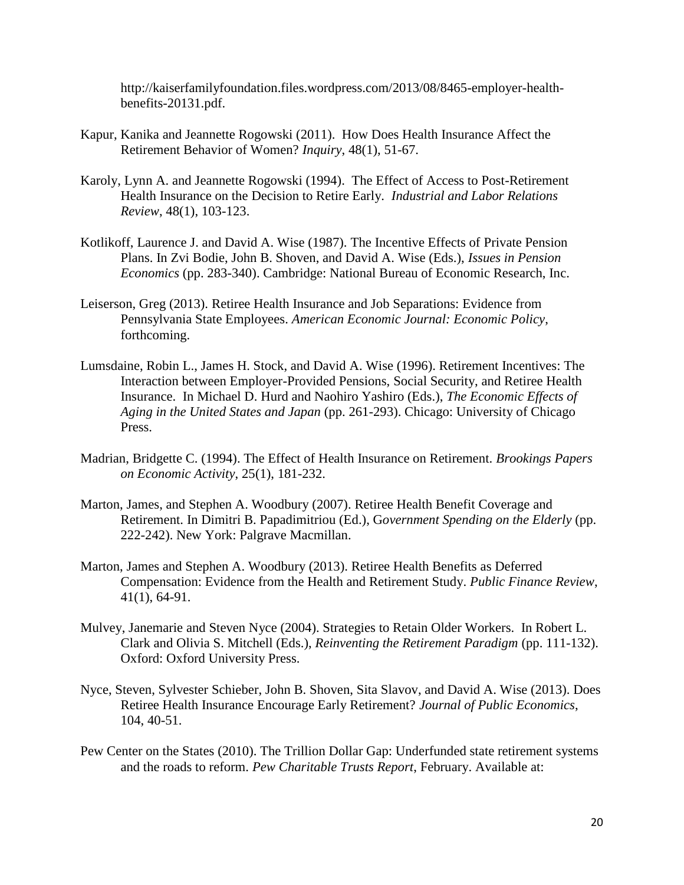http://kaiserfamilyfoundation.files.wordpress.com/2013/08/8465-employer-health-benefits-20131.pdf.

Kapur, Kanika and Jeannette Rogowski (2011). How Does Health Insurance Affect the Retirement Behavior of Women? *Inquiry*, 48(1), 51-67.

Karoly, Lynn A. and Jeannette Rogowski (1994). The Effect of Access to Post-Retirement Health Insurance on the Decision to Retire Early. *Industrial and Labor Relations Review*, 48(1), 103-123.

Kotlikoff, Laurence J. and David A. Wise (1987). The Incentive Effects of Private Pension Plans. In Zvi Bodie, John B. Shoven, and David A. Wise (Eds.), *Issues in Pension Economics* (pp. 283-340). Cambridge: National Bureau of Economic Research, Inc.

Leiserson, Greg (2013). Retiree Health Insurance and Job Separations: Evidence from Pennsylvania State Employees. *American Economic Journal: Economic Policy*, forthcoming.

Lumsdaine, Robin L., James H. Stock, and David A. Wise (1996). Retirement Incentives: The Interaction between Employer-Provided Pensions, Social Security, and Retiree Health Insurance. In Michael D. Hurd and Naohiro Yashiro (Eds.), *The Economic Effects of Aging in the United States and Japan* (pp. 261-293). Chicago: University of Chicago Press.

Madrian, Bridgette C. (1994). The Effect of Health Insurance on Retirement. *Brookings Papers on Economic Activity*, 25(1), 181-232.

Marton, James, and Stephen A. Woodbury (2007). Retiree Health Benefit Coverage and Retirement. In Dimitri B. Papadimitriou (Ed.), *Government Spending on the Elderly* (pp. 222-242). New York: Palgrave Macmillan.

Marton, James and Stephen A. Woodbury (2013). Retiree Health Benefits as Deferred Compensation: Evidence from the Health and Retirement Study. *Public Finance Review*, 41(1), 64-91.

Mulvey, Janemarie and Steven Nyce (2004). Strategies to Retain Older Workers. In Robert L. Clark and Olivia S. Mitchell (Eds.), *Reinventing the Retirement Paradigm* (pp. 111-132). Oxford: Oxford University Press.

Nyce, Steven, Sylvester Schieber, John B. Shoven, Sita Slavov, and David A. Wise (2013). Does Retiree Health Insurance Encourage Early Retirement? *Journal of Public Economics*, 104, 40-51.

Pew Center on the States (2010). The Trillion Dollar Gap: Underfunded state retirement systems and the roads to reform. *Pew Charitable Trusts Report*, February. Available at: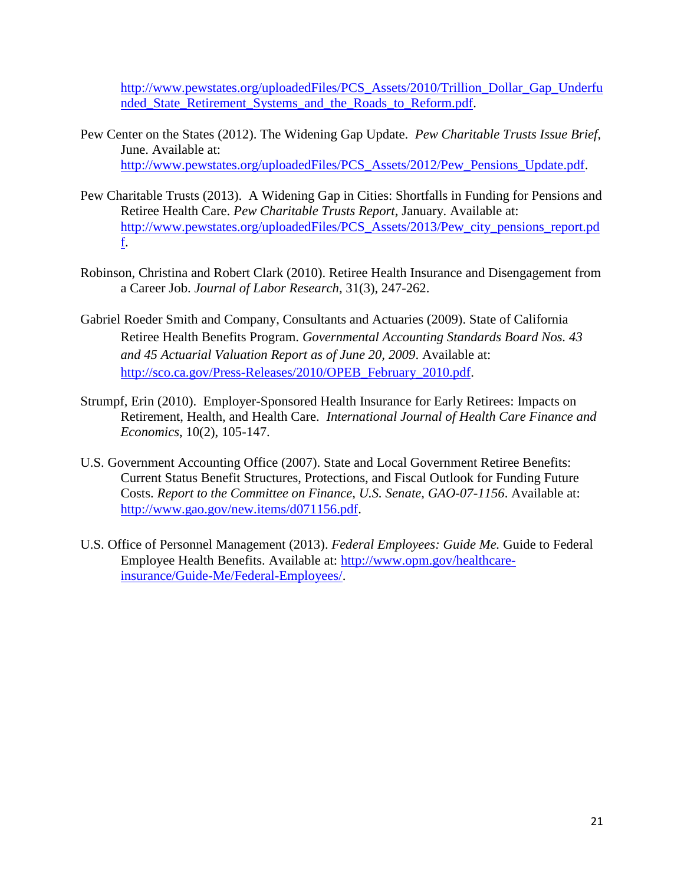http://www.pewstates.org/uploadedFiles/PCS_Assets/2010/Trillion_Dollar_Gap_Underfunded_State_Retirement_Systems_and_the_Roads_to_Reform.pdf.

Pew Center on the States (2012). The Widening Gap Update. *Pew Charitable Trusts Issue Brief*, June. Available at: http://www.pewstates.org/uploadedFiles/PCS_Assets/2012/Pew_Pensions_Update.pdf.

Pew Charitable Trusts (2013). A Widening Gap in Cities: Shortfalls in Funding for Pensions and Retiree Health Care. *Pew Charitable Trusts Report*, January. Available at: http://www.pewstates.org/uploadedFiles/PCS_Assets/2013/Pew_city_pensions_report.pdf.

Robinson, Christina and Robert Clark (2010). Retiree Health Insurance and Disengagement from a Career Job. *Journal of Labor Research*, 31(3), 247-262.

Gabriel Roeder Smith and Company, Consultants and Actuaries (2009). State of California Retiree Health Benefits Program. *Governmental Accounting Standards Board Nos. 43 and 45 Actuarial Valuation Report as of June 20, 2009*. Available at: http://sco.ca.gov/Press-Releases/2010/OPEB_February_2010.pdf.

Strumpf, Erin (2010). Employer-Sponsored Health Insurance for Early Retirees: Impacts on Retirement, Health, and Health Care. *International Journal of Health Care Finance and Economics*, 10(2), 105-147.

U.S. Government Accounting Office (2007). State and Local Government Retiree Benefits: Current Status Benefit Structures, Protections, and Fiscal Outlook for Funding Future Costs. *Report to the Committee on Finance, U.S. Senate, GAO-07-1156*. Available at: http://www.gao.gov/new.items/d071156.pdf.

U.S. Office of Personnel Management (2013). *Federal Employees: Guide Me.* Guide to Federal Employee Health Benefits. Available at: http://www.opm.gov/healthcare-insurance/Guide-Me/Federal-Employees/.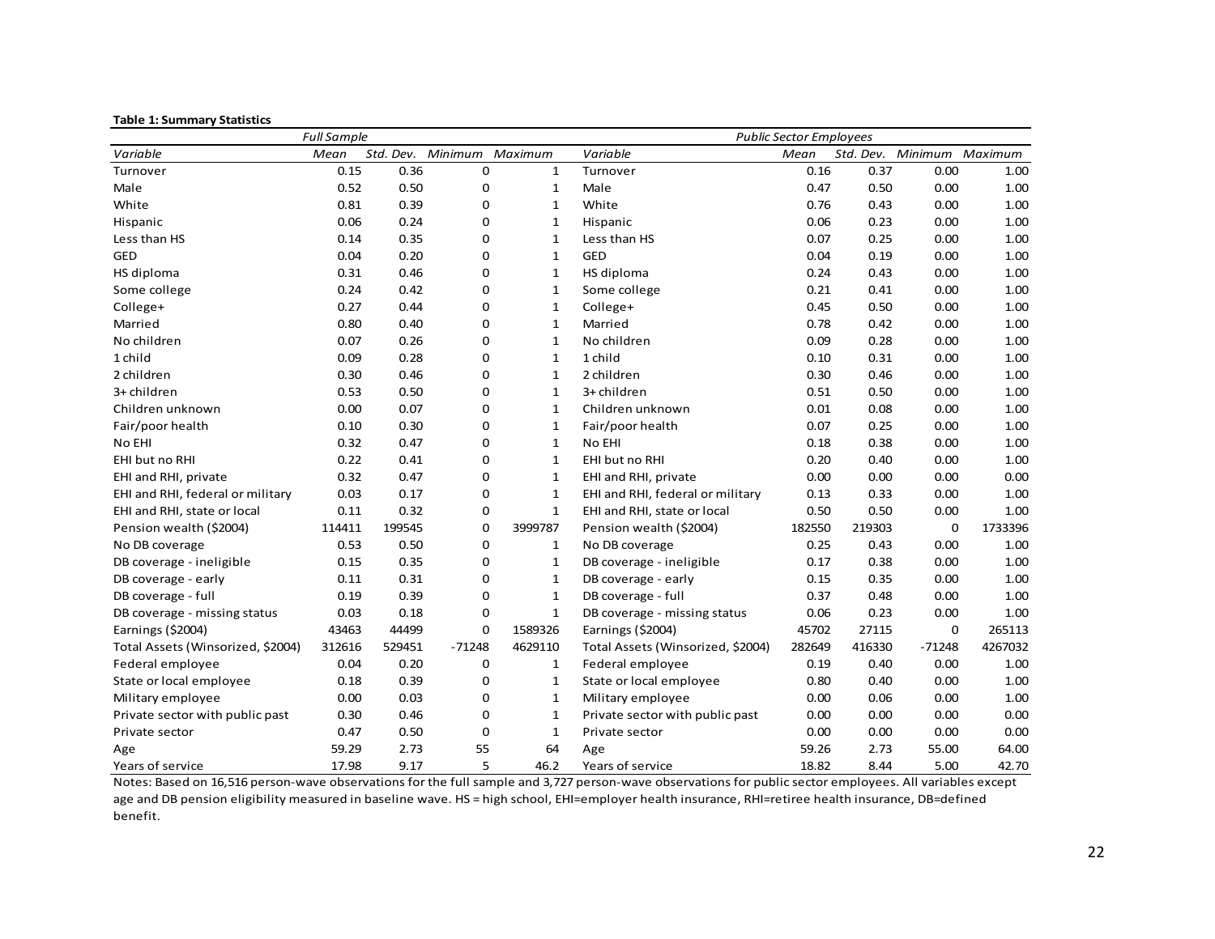**Table 1: Summary Statistics**

| *Full Sample* | | | | | *Public Sector Employees* | | | | |
|---|---|---|---|---|---|---|---|---|---|
| *Variable* | *Mean* | *Std. Dev.* | *Minimum* | *Maximum* | *Variable* | *Mean* | *Std. Dev.* | *Minimum* | *Maximum* |
| Turnover | 0.15 | 0.36 | 0 | 1 | Turnover | 0.16 | 0.37 | 0.00 | 1.00 |
| Male | 0.52 | 0.50 | 0 | 1 | Male | 0.47 | 0.50 | 0.00 | 1.00 |
| White | 0.81 | 0.39 | 0 | 1 | White | 0.76 | 0.43 | 0.00 | 1.00 |
| Hispanic | 0.06 | 0.24 | 0 | 1 | Hispanic | 0.06 | 0.23 | 0.00 | 1.00 |
| Less than HS | 0.14 | 0.35 | 0 | 1 | Less than HS | 0.07 | 0.25 | 0.00 | 1.00 |
| GED | 0.04 | 0.20 | 0 | 1 | GED | 0.04 | 0.19 | 0.00 | 1.00 |
| HS diploma | 0.31 | 0.46 | 0 | 1 | HS diploma | 0.24 | 0.43 | 0.00 | 1.00 |
| Some college | 0.24 | 0.42 | 0 | 1 | Some college | 0.21 | 0.41 | 0.00 | 1.00 |
| College+ | 0.27 | 0.44 | 0 | 1 | College+ | 0.45 | 0.50 | 0.00 | 1.00 |
| Married | 0.80 | 0.40 | 0 | 1 | Married | 0.78 | 0.42 | 0.00 | 1.00 |
| No children | 0.07 | 0.26 | 0 | 1 | No children | 0.09 | 0.28 | 0.00 | 1.00 |
| 1 child | 0.09 | 0.28 | 0 | 1 | 1 child | 0.10 | 0.31 | 0.00 | 1.00 |
| 2 children | 0.30 | 0.46 | 0 | 1 | 2 children | 0.30 | 0.46 | 0.00 | 1.00 |
| 3+ children | 0.53 | 0.50 | 0 | 1 | 3+ children | 0.51 | 0.50 | 0.00 | 1.00 |
| Children unknown | 0.00 | 0.07 | 0 | 1 | Children unknown | 0.01 | 0.08 | 0.00 | 1.00 |
| Fair/poor health | 0.10 | 0.30 | 0 | 1 | Fair/poor health | 0.07 | 0.25 | 0.00 | 1.00 |
| No EHI | 0.32 | 0.47 | 0 | 1 | No EHI | 0.18 | 0.38 | 0.00 | 1.00 |
| EHI but no RHI | 0.22 | 0.41 | 0 | 1 | EHI but no RHI | 0.20 | 0.40 | 0.00 | 1.00 |
| EHI and RHI, private | 0.32 | 0.47 | 0 | 1 | EHI and RHI, private | 0.00 | 0.00 | 0.00 | 0.00 |
| EHI and RHI, federal or military | 0.03 | 0.17 | 0 | 1 | EHI and RHI, federal or military | 0.13 | 0.33 | 0.00 | 1.00 |
| EHI and RHI, state or local | 0.11 | 0.32 | 0 | 1 | EHI and RHI, state or local | 0.50 | 0.50 | 0.00 | 1.00 |
| Pension wealth ($2004) | 114411 | 199545 | 0 | 3999787 | Pension wealth ($2004) | 182550 | 219303 | 0 | 1733396 |
| No DB coverage | 0.53 | 0.50 | 0 | 1 | No DB coverage | 0.25 | 0.43 | 0.00 | 1.00 |
| DB coverage - ineligible | 0.15 | 0.35 | 0 | 1 | DB coverage - ineligible | 0.17 | 0.38 | 0.00 | 1.00 |
| DB coverage - early | 0.11 | 0.31 | 0 | 1 | DB coverage - early | 0.15 | 0.35 | 0.00 | 1.00 |
| DB coverage - full | 0.19 | 0.39 | 0 | 1 | DB coverage - full | 0.37 | 0.48 | 0.00 | 1.00 |
| DB coverage - missing status | 0.03 | 0.18 | 0 | 1 | DB coverage - missing status | 0.06 | 0.23 | 0.00 | 1.00 |
| Earnings ($2004) | 43463 | 44499 | 0 | 1589326 | Earnings ($2004) | 45702 | 27115 | 0 | 265113 |
| Total Assets (Winsorized, $2004) | 312616 | 529451 | -71248 | 4629110 | Total Assets (Winsorized, $2004) | 282649 | 416330 | -71248 | 4267032 |
| Federal employee | 0.04 | 0.20 | 0 | 1 | Federal employee | 0.19 | 0.40 | 0.00 | 1.00 |
| State or local employee | 0.18 | 0.39 | 0 | 1 | State or local employee | 0.80 | 0.40 | 0.00 | 1.00 |
| Military employee | 0.00 | 0.03 | 0 | 1 | Military employee | 0.00 | 0.06 | 0.00 | 1.00 |
| Private sector with public past | 0.30 | 0.46 | 0 | 1 | Private sector with public past | 0.00 | 0.00 | 0.00 | 0.00 |
| Private sector | 0.47 | 0.50 | 0 | 1 | Private sector | 0.00 | 0.00 | 0.00 | 0.00 |
| Age | 59.29 | 2.73 | 55 | 64 | Age | 59.26 | 2.73 | 55.00 | 64.00 |
| Years of service | 17.98 | 9.17 | 5 | 46.2 | Years of service | 18.82 | 8.44 | 5.00 | 42.70 |

Notes: Based on 16,516 person-wave observations for the full sample and 3,727 person-wave observations for public sector employees. All variables except age and DB pension eligibility measured in baseline wave. HS = high school, EHI=employer health insurance, RHI=retiree health insurance, DB=defined benefit.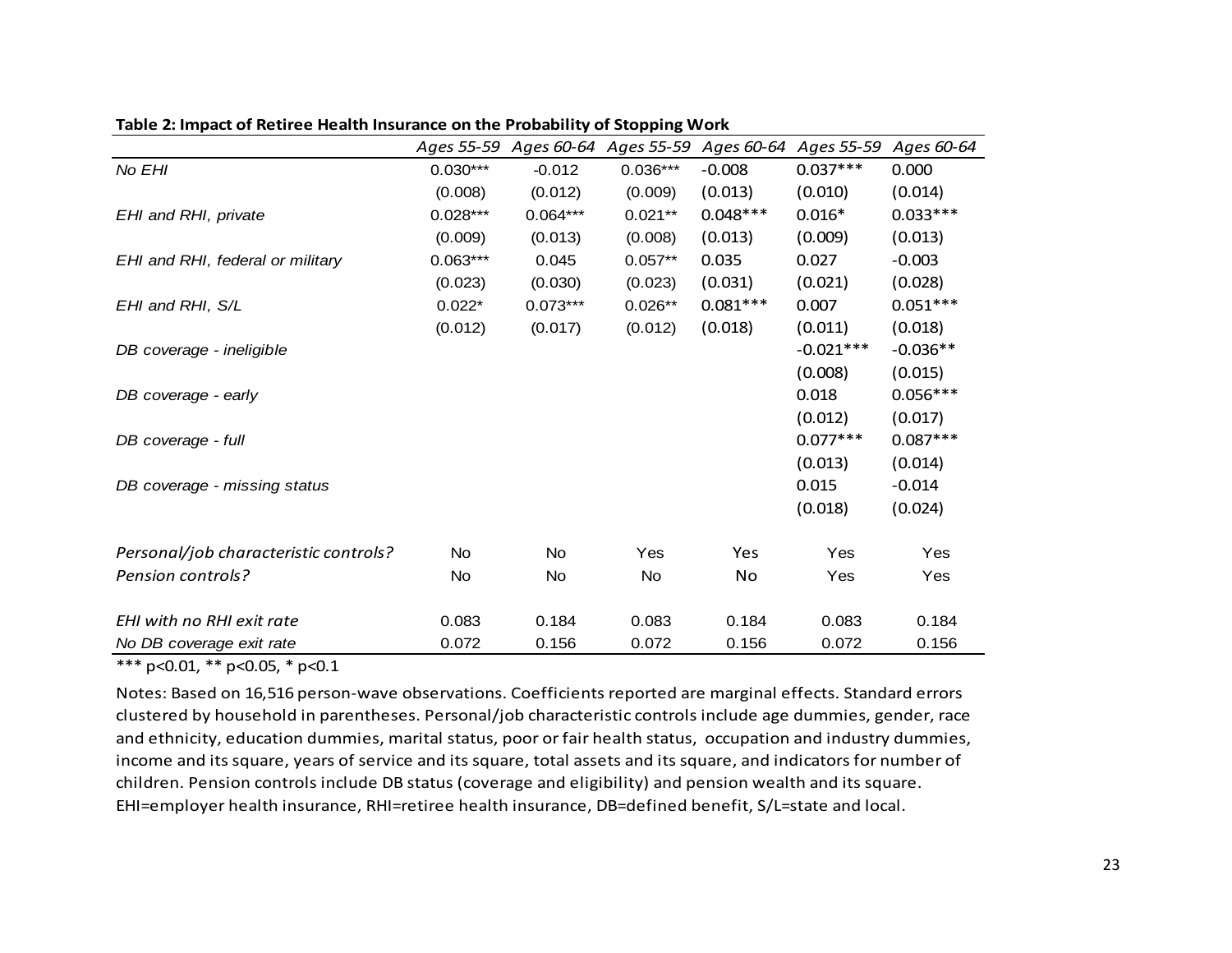**Table 2: Impact of Retiree Health Insurance on the Probability of Stopping Work**

| | *Ages 55-59* | *Ages 60-64* | *Ages 55-59* | *Ages 60-64* | *Ages 55-59* | *Ages 60-64* |
|---|---|---|---|---|---|---|
| *No EHI* | 0.030*** | -0.012 | 0.036*** | -0.008 | 0.037*** | 0.000 |
| | (0.008) | (0.012) | (0.009) | (0.013) | (0.010) | (0.014) |
| *EHI and RHI, private* | 0.028*** | 0.064*** | 0.021** | 0.048*** | 0.016* | 0.033*** |
| | (0.009) | (0.013) | (0.008) | (0.013) | (0.009) | (0.013) |
| *EHI and RHI, federal or military* | 0.063*** | 0.045 | 0.057** | 0.035 | 0.027 | -0.003 |
| | (0.023) | (0.030) | (0.023) | (0.031) | (0.021) | (0.028) |
| *EHI and RHI, S/L* | 0.022* | 0.073*** | 0.026** | 0.081*** | 0.007 | 0.051*** |
| | (0.012) | (0.017) | (0.012) | (0.018) | (0.011) | (0.018) |
| *DB coverage - ineligible* | | | | | -0.021*** | -0.036** |
| | | | | | (0.008) | (0.015) |
| *DB coverage - early* | | | | | 0.018 | 0.056*** |
| | | | | | (0.012) | (0.017) |
| *DB coverage - full* | | | | | 0.077*** | 0.087*** |
| | | | | | (0.013) | (0.014) |
| *DB coverage - missing status* | | | | | 0.015 | -0.014 |
| | | | | | (0.018) | (0.024) |
| *Personal/job characteristic controls?* | No | No | Yes | Yes | Yes | Yes |
| *Pension controls?* | No | No | No | No | Yes | Yes |
| *EHI with no RHI exit rate* | 0.083 | 0.184 | 0.083 | 0.184 | 0.083 | 0.184 |
| *No DB coverage exit rate* | 0.072 | 0.156 | 0.072 | 0.156 | 0.072 | 0.156 |

*** p<0.01, ** p<0.05, * p<0.1

Notes: Based on 16,516 person-wave observations. Coefficients reported are marginal effects. Standard errors clustered by household in parentheses. Personal/job characteristic controls include age dummies, gender, race and ethnicity, education dummies, marital status, poor or fair health status, occupation and industry dummies, income and its square, years of service and its square, total assets and its square, and indicators for number of children. Pension controls include DB status (coverage and eligibility) and pension wealth and its square. EHI=employer health insurance, RHI=retiree health insurance, DB=defined benefit, S/L=state and local.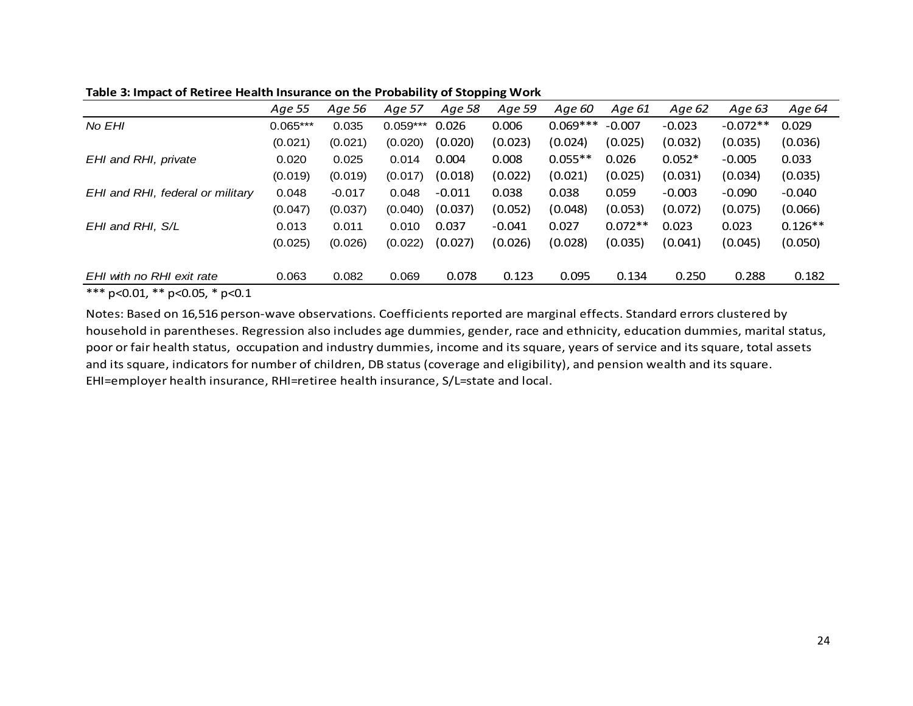**Table 3: Impact of Retiree Health Insurance on the Probability of Stopping Work**

| | *Age 55* | *Age 56* | *Age 57* | *Age 58* | *Age 59* | *Age 60* | *Age 61* | *Age 62* | *Age 63* | *Age 64* |
|---|---|---|---|---|---|---|---|---|---|---|
| *No EHI* | 0.065*** | 0.035 | 0.059*** | 0.026 | 0.006 | 0.069*** | -0.007 | -0.023 | -0.072** | 0.029 |
| | (0.021) | (0.021) | (0.020) | (0.020) | (0.023) | (0.024) | (0.025) | (0.032) | (0.035) | (0.036) |
| *EHI and RHI, private* | 0.020 | 0.025 | 0.014 | 0.004 | 0.008 | 0.055** | 0.026 | 0.052* | -0.005 | 0.033 |
| | (0.019) | (0.019) | (0.017) | (0.018) | (0.022) | (0.021) | (0.025) | (0.031) | (0.034) | (0.035) |
| *EHI and RHI, federal or military* | 0.048 | -0.017 | 0.048 | -0.011 | 0.038 | 0.038 | 0.059 | -0.003 | -0.090 | -0.040 |
| | (0.047) | (0.037) | (0.040) | (0.037) | (0.052) | (0.048) | (0.053) | (0.072) | (0.075) | (0.066) |
| *EHI and RHI, S/L* | 0.013 | 0.011 | 0.010 | 0.037 | -0.041 | 0.027 | 0.072** | 0.023 | 0.023 | 0.126** |
| | (0.025) | (0.026) | (0.022) | (0.027) | (0.026) | (0.028) | (0.035) | (0.041) | (0.045) | (0.050) |
| *EHI with no RHI exit rate* | 0.063 | 0.082 | 0.069 | 0.078 | 0.123 | 0.095 | 0.134 | 0.250 | 0.288 | 0.182 |

*** p<0.01, ** p<0.05, * p<0.1

Notes: Based on 16,516 person-wave observations. Coefficients reported are marginal effects. Standard errors clustered by household in parentheses. Regression also includes age dummies, gender, race and ethnicity, education dummies, marital status, poor or fair health status, occupation and industry dummies, income and its square, years of service and its square, total assets and its square, indicators for number of children, DB status (coverage and eligibility), and pension wealth and its square. EHI=employer health insurance, RHI=retiree health insurance, S/L=state and local.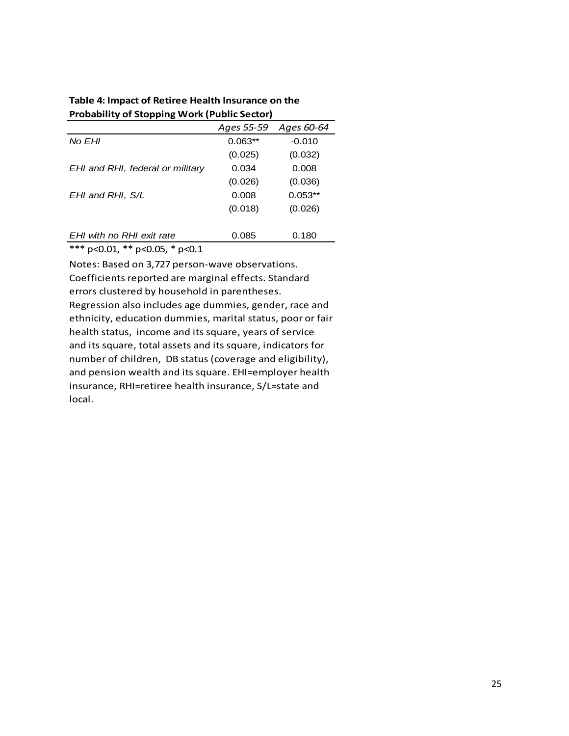**Table 4: Impact of Retiree Health Insurance on the Probability of Stopping Work (Public Sector)**

| | *Ages 55-59* | *Ages 60-64* |
|---|---|---|
| *No EHI* | 0.063** | -0.010 |
| | (0.025) | (0.032) |
| *EHI and RHI, federal or military* | 0.034 | 0.008 |
| | (0.026) | (0.036) |
| *EHI and RHI, S/L* | 0.008 | 0.053** |
| | (0.018) | (0.026) |
| | | |
| *EHI with no RHI exit rate* | 0.085 | 0.180 |

*** p<0.01, ** p<0.05, * p<0.1

Notes: Based on 3,727 person-wave observations. Coefficients reported are marginal effects. Standard errors clustered by household in parentheses. Regression also includes age dummies, gender, race and ethnicity, education dummies, marital status, poor or fair health status, income and its square, years of service and its square, total assets and its square, indicators for number of children, DB status (coverage and eligibility), and pension wealth and its square. EHI=employer health insurance, RHI=retiree health insurance, S/L=state and local.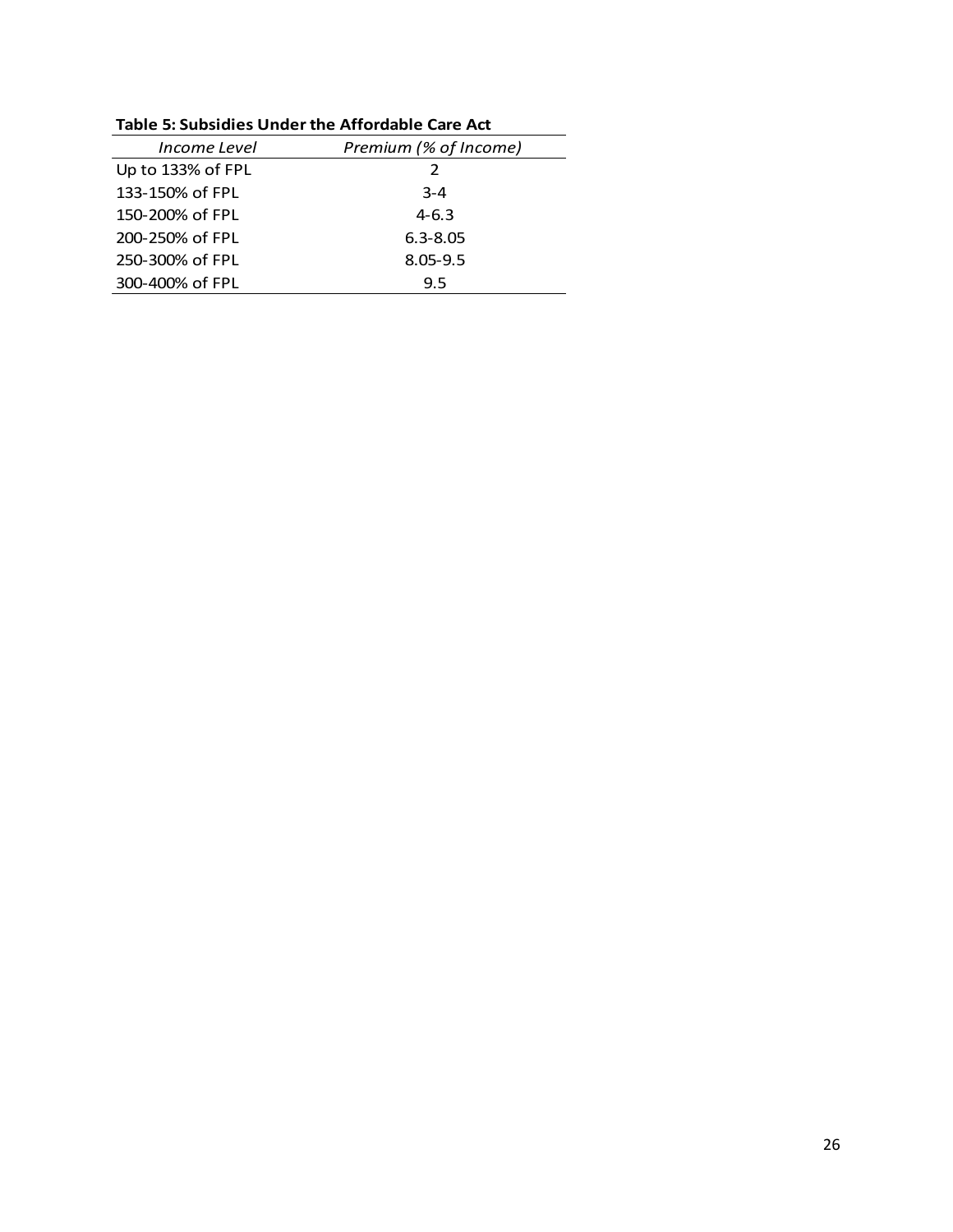**Table 5: Subsidies Under the Affordable Care Act**

| *Income Level* | *Premium (% of Income)* |
| --- | --- |
| Up to 133% of FPL | 2 |
| 133-150% of FPL | 3-4 |
| 150-200% of FPL | 4-6.3 |
| 200-250% of FPL | 6.3-8.05 |
| 250-300% of FPL | 8.05-9.5 |
| 300-400% of FPL | 9.5 |